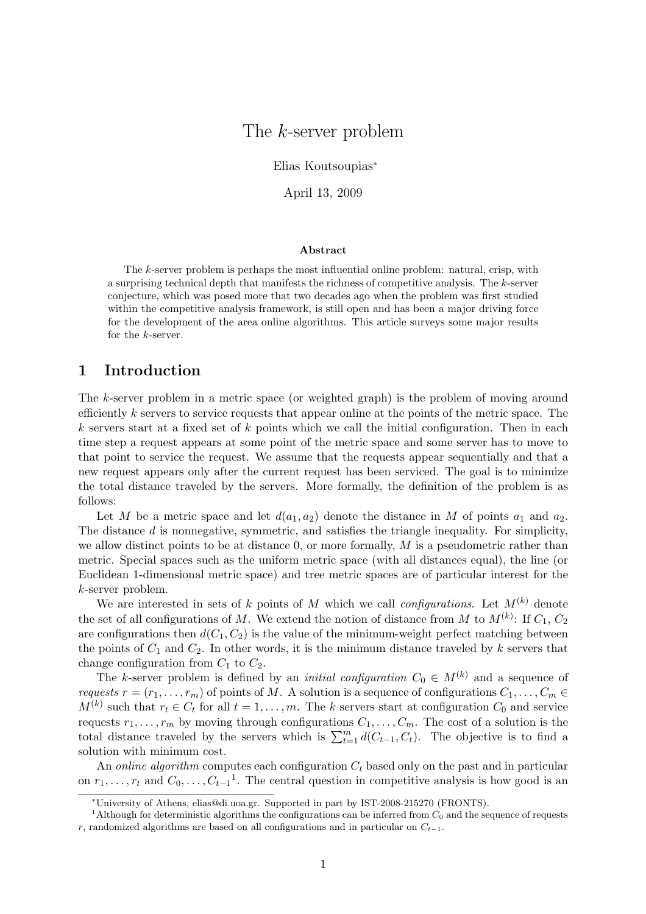# The $k$-server problem

Elias Koutsoupias[*]

April 13, 2009

**Abstract**

The $k$-server problem is perhaps the most influential online problem: natural, crisp, with a surprising technical depth that manifests the richness of competitive analysis. The $k$-server conjecture, which was posed more that two decades ago when the problem was first studied within the competitive analysis framework, is still open and has been a major driving force for the development of the area online algorithms. This article surveys some major results for the $k$-server.

## 1 Introduction

The $k$-server problem in a metric space (or weighted graph) is the problem of moving around efficiently $k$ servers to service requests that appear online at the points of the metric space. The $k$ servers start at a fixed set of $k$ points which we call the initial configuration. Then in each time step a request appears at some point of the metric space and some server has to move to that point to service the request. We assume that the requests appear sequentially and that a new request appears only after the current request has been serviced. The goal is to minimize the total distance traveled by the servers. More formally, the definition of the problem is as follows:

Let $M$ be a metric space and let $d(a_1, a_2)$ denote the distance in $M$ of points $a_1$ and $a_2$. The distance $d$ is nonnegative, symmetric, and satisfies the triangle inequality. For simplicity, we allow distinct points to be at distance 0, or more formally, $M$ is a pseudometric rather than metric. Special spaces such as the uniform metric space (with all distances equal), the line (or Euclidean 1-dimensional metric space) and tree metric spaces are of particular interest for the $k$-server problem.

We are interested in sets of $k$ points of $M$ which we call *configurations*. Let $M^{(k)}$ denote the set of all configurations of $M$. We extend the notion of distance from $M$ to $M^{(k)}$: If $C_1$, $C_2$ are configurations then $d(C_1, C_2)$ is the value of the minimum-weight perfect matching between the points of $C_1$ and $C_2$. In other words, it is the minimum distance traveled by $k$ servers that change configuration from $C_1$ to $C_2$.

The $k$-server problem is defined by an *initial configuration* $C_0 \in M^{(k)}$ and a sequence of *requests* $r = (r_1, \ldots, r_m)$ of points of $M$. A solution is a sequence of configurations $C_1, \ldots, C_m \in M^{(k)}$ such that $r_t \in C_t$ for all $t = 1, \ldots, m$. The $k$ servers start at configuration $C_0$ and service requests $r_1, \ldots, r_m$ by moving through configurations $C_1, \ldots, C_m$. The cost of a solution is the total distance traveled by the servers which is $\sum_{t=1}^{m} d(C_{t-1}, C_t)$. The objective is to find a solution with minimum cost.

An *online algorithm* computes each configuration $C_t$ based only on the past and in particular on $r_1, \ldots, r_t$ and $C_0, \ldots, C_{t-1}$[1]. The central question in competitive analysis is how good is an

[*] University of Athens, elias@di.uoa.gr. Supported in part by IST-2008-215270 (FRONTS).

[1] Although for deterministic algorithms the configurations can be inferred from $C_0$ and the sequence of requests $r$, randomized algorithms are based on all configurations and in particular on $C_{t-1}$.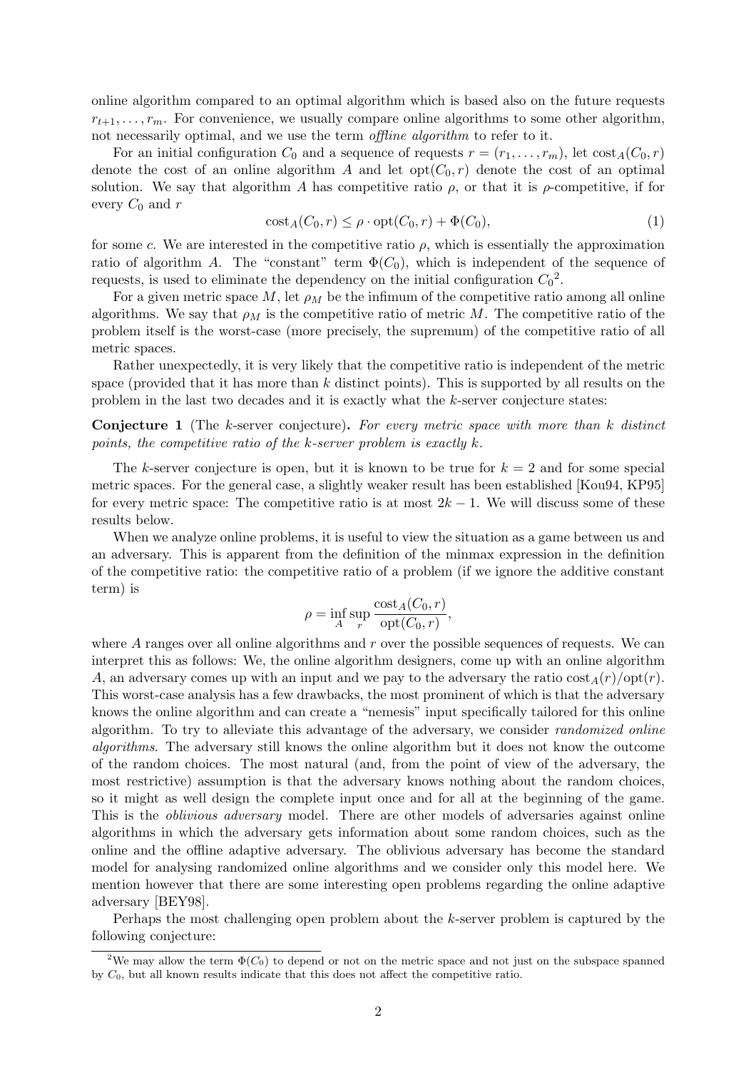online algorithm compared to an optimal algorithm which is based also on the future requests $r_{t+1}, \ldots, r_m$. For convenience, we usually compare online algorithms to some other algorithm, not necessarily optimal, and we use the term *offline algorithm* to refer to it.

For an initial configuration $C_0$ and a sequence of requests $r = (r_1, \ldots, r_m)$, let $\text{cost}_A(C_0, r)$ denote the cost of an online algorithm $A$ and let $\text{opt}(C_0, r)$ denote the cost of an optimal solution. We say that algorithm $A$ has competitive ratio $\rho$, or that it is $\rho$-competitive, if for every $C_0$ and $r$

$$\text{cost}_A(C_0, r) \leq \rho \cdot \text{opt}(C_0, r) + \Phi(C_0), \tag{1}$$

for some $c$. We are interested in the competitive ratio $\rho$, which is essentially the approximation ratio of algorithm $A$. The "constant" term $\Phi(C_0)$, which is independent of the sequence of requests, is used to eliminate the dependency on the initial configuration $C_0$[2].

For a given metric space $M$, let $\rho_M$ be the infimum of the competitive ratio among all online algorithms. We say that $\rho_M$ is the competitive ratio of metric $M$. The competitive ratio of the problem itself is the worst-case (more precisely, the supremum) of the competitive ratio of all metric spaces.

Rather unexpectedly, it is very likely that the competitive ratio is independent of the metric space (provided that it has more than $k$ distinct points). This is supported by all results on the problem in the last two decades and it is exactly what the $k$-server conjecture states:

**Conjecture 1** (The $k$-server conjecture)**.** *For every metric space with more than $k$ distinct points, the competitive ratio of the $k$-server problem is exactly $k$.*

The $k$-server conjecture is open, but it is known to be true for $k = 2$ and for some special metric spaces. For the general case, a slightly weaker result has been established [Kou94, KP95] for every metric space: The competitive ratio is at most $2k - 1$. We will discuss some of these results below.

When we analyze online problems, it is useful to view the situation as a game between us and an adversary. This is apparent from the definition of the minmax expression in the definition of the competitive ratio: the competitive ratio of a problem (if we ignore the additive constant term) is

$$\rho = \inf_A \sup_r \frac{\text{cost}_A(C_0, r)}{\text{opt}(C_0, r)},$$

where $A$ ranges over all online algorithms and $r$ over the possible sequences of requests. We can interpret this as follows: We, the online algorithm designers, come up with an online algorithm $A$, an adversary comes up with an input and we pay to the adversary the ratio $\text{cost}_A(r)/\text{opt}(r)$. This worst-case analysis has a few drawbacks, the most prominent of which is that the adversary knows the online algorithm and can create a "nemesis" input specifically tailored for this online algorithm. To try to alleviate this advantage of the adversary, we consider *randomized online algorithms*. The adversary still knows the online algorithm but it does not know the outcome of the random choices. The most natural (and, from the point of view of the adversary, the most restrictive) assumption is that the adversary knows nothing about the random choices, so it might as well design the complete input once and for all at the beginning of the game. This is the *oblivious adversary* model. There are other models of adversaries against online algorithms in which the adversary gets information about some random choices, such as the online and the offline adaptive adversary. The oblivious adversary has become the standard model for analysing randomized online algorithms and we consider only this model here. We mention however that there are some interesting open problems regarding the online adaptive adversary [BEY98].

Perhaps the most challenging open problem about the $k$-server problem is captured by the following conjecture:

[2] We may allow the term $\Phi(C_0)$ to depend or not on the metric space and not just on the subspace spanned by $C_0$, but all known results indicate that this does not affect the competitive ratio.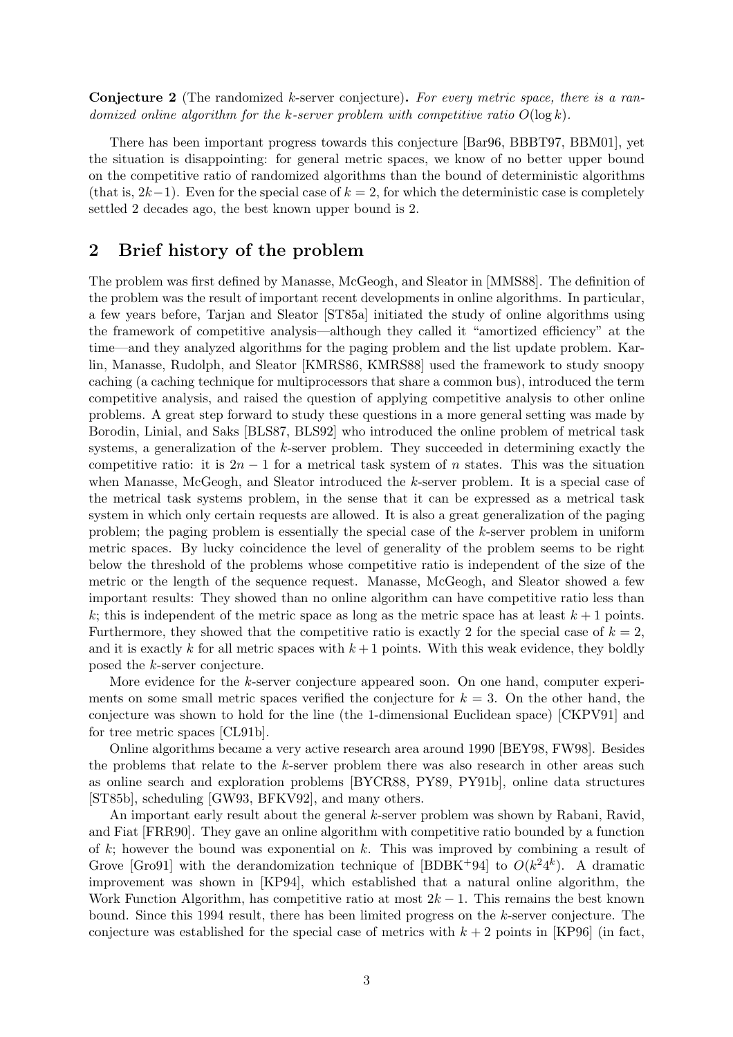**Conjecture 2** (The randomized $k$-server conjecture)**.** *For every metric space, there is a randomized online algorithm for the $k$-server problem with competitive ratio $O(\log k)$.*

There has been important progress towards this conjecture [Bar96, BBBT97, BBM01], yet the situation is disappointing: for general metric spaces, we know of no better upper bound on the competitive ratio of randomized algorithms than the bound of deterministic algorithms (that is, $2k-1$). Even for the special case of $k = 2$, for which the deterministic case is completely settled 2 decades ago, the best known upper bound is 2.

## 2 Brief history of the problem

The problem was first defined by Manasse, McGeogh, and Sleator in [MMS88]. The definition of the problem was the result of important recent developments in online algorithms. In particular, a few years before, Tarjan and Sleator [ST85a] initiated the study of online algorithms using the framework of competitive analysis—although they called it "amortized efficiency" at the time—and they analyzed algorithms for the paging problem and the list update problem. Karlin, Manasse, Rudolph, and Sleator [KMRS86, KMRS88] used the framework to study snoopy caching (a caching technique for multiprocessors that share a common bus), introduced the term competitive analysis, and raised the question of applying competitive analysis to other online problems. A great step forward to study these questions in a more general setting was made by Borodin, Linial, and Saks [BLS87, BLS92] who introduced the online problem of metrical task systems, a generalization of the $k$-server problem. They succeeded in determining exactly the competitive ratio: it is $2n - 1$ for a metrical task system of $n$ states. This was the situation when Manasse, McGeogh, and Sleator introduced the $k$-server problem. It is a special case of the metrical task systems problem, in the sense that it can be expressed as a metrical task system in which only certain requests are allowed. It is also a great generalization of the paging problem; the paging problem is essentially the special case of the $k$-server problem in uniform metric spaces. By lucky coincidence the level of generality of the problem seems to be right below the threshold of the problems whose competitive ratio is independent of the size of the metric or the length of the sequence request. Manasse, McGeogh, and Sleator showed a few important results: They showed than no online algorithm can have competitive ratio less than $k$; this is independent of the metric space as long as the metric space has at least $k + 1$ points. Furthermore, they showed that the competitive ratio is exactly 2 for the special case of $k = 2$, and it is exactly $k$ for all metric spaces with $k + 1$ points. With this weak evidence, they boldly posed the $k$-server conjecture.

More evidence for the $k$-server conjecture appeared soon. On one hand, computer experiments on some small metric spaces verified the conjecture for $k = 3$. On the other hand, the conjecture was shown to hold for the line (the 1-dimensional Euclidean space) [CKPV91] and for tree metric spaces [CL91b].

Online algorithms became a very active research area around 1990 [BEY98, FW98]. Besides the problems that relate to the $k$-server problem there was also research in other areas such as online search and exploration problems [BYCR88, PY89, PY91b], online data structures [ST85b], scheduling [GW93, BFKV92], and many others.

An important early result about the general $k$-server problem was shown by Rabani, Ravid, and Fiat [FRR90]. They gave an online algorithm with competitive ratio bounded by a function of $k$; however the bound was exponential on $k$. This was improved by combining a result of Grove [Gro91] with the derandomization technique of [BDBK+94] to $O(k^2 4^k)$. A dramatic improvement was shown in [KP94], which established that a natural online algorithm, the Work Function Algorithm, has competitive ratio at most $2k - 1$. This remains the best known bound. Since this 1994 result, there has been limited progress on the $k$-server conjecture. The conjecture was established for the special case of metrics with $k + 2$ points in [KP96] (in fact,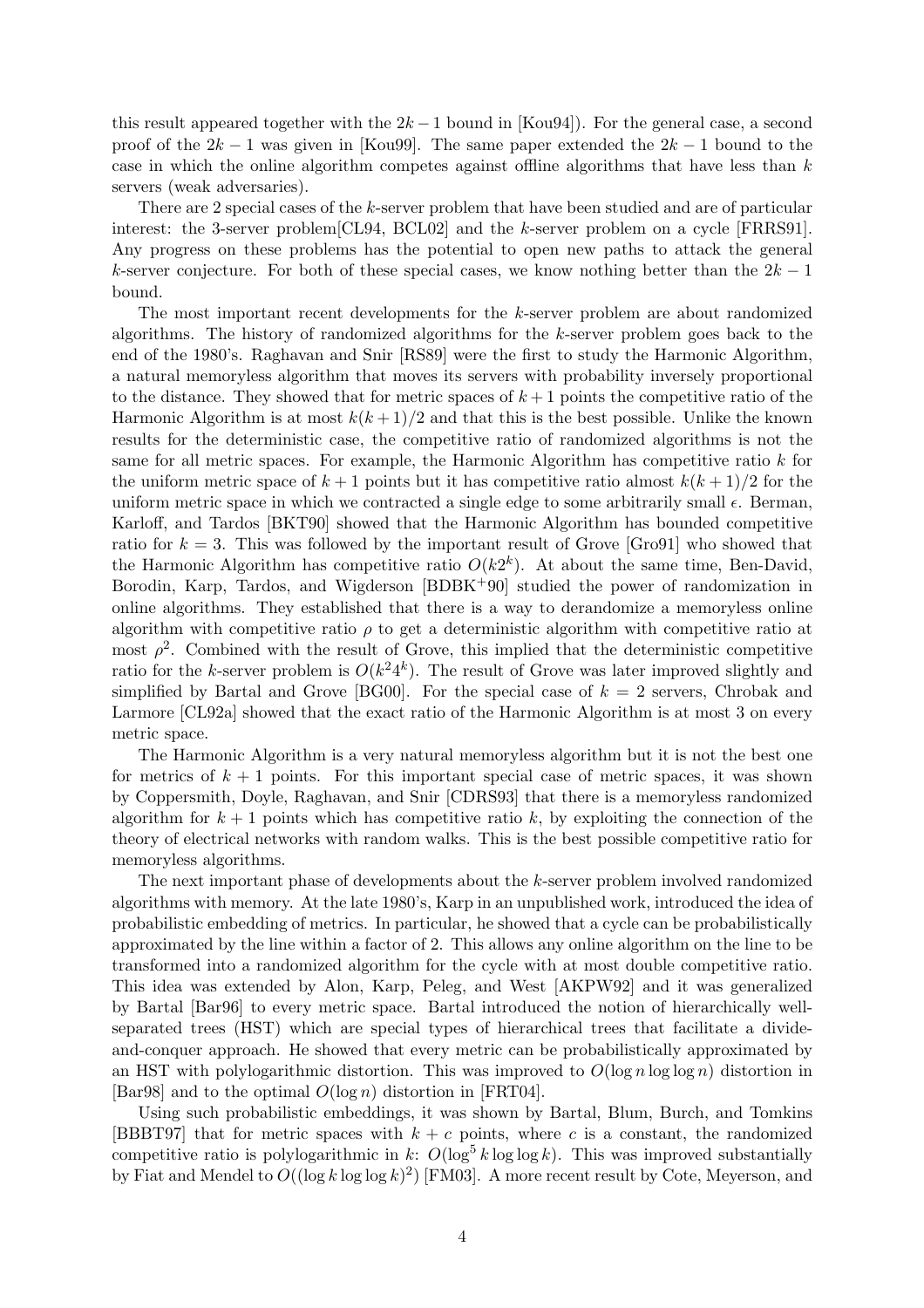this result appeared together with the $2k-1$ bound in [Kou94]). For the general case, a second proof of the $2k-1$ was given in [Kou99]. The same paper extended the $2k-1$ bound to the case in which the online algorithm competes against offline algorithms that have less than $k$ servers (weak adversaries).

There are 2 special cases of the $k$-server problem that have been studied and are of particular interest: the 3-server problem[CL94, BCL02] and the $k$-server problem on a cycle [FRRS91]. Any progress on these problems has the potential to open new paths to attack the general $k$-server conjecture. For both of these special cases, we know nothing better than the $2k-1$ bound.

The most important recent developments for the $k$-server problem are about randomized algorithms. The history of randomized algorithms for the $k$-server problem goes back to the end of the 1980's. Raghavan and Snir [RS89] were the first to study the Harmonic Algorithm, a natural memoryless algorithm that moves its servers with probability inversely proportional to the distance. They showed that for metric spaces of $k+1$ points the competitive ratio of the Harmonic Algorithm is at most $k(k+1)/2$ and that this is the best possible. Unlike the known results for the deterministic case, the competitive ratio of randomized algorithms is not the same for all metric spaces. For example, the Harmonic Algorithm has competitive ratio $k$ for the uniform metric space of $k+1$ points but it has competitive ratio almost $k(k+1)/2$ for the uniform metric space in which we contracted a single edge to some arbitrarily small $\epsilon$. Berman, Karloff, and Tardos [BKT90] showed that the Harmonic Algorithm has bounded competitive ratio for $k=3$. This was followed by the important result of Grove [Gro91] who showed that the Harmonic Algorithm has competitive ratio $O(k2^k)$. At about the same time, Ben-David, Borodin, Karp, Tardos, and Wigderson [BDBK+90] studied the power of randomization in online algorithms. They established that there is a way to derandomize a memoryless online algorithm with competitive ratio $\rho$ to get a deterministic algorithm with competitive ratio at most $\rho^2$. Combined with the result of Grove, this implied that the deterministic competitive ratio for the $k$-server problem is $O(k^2 4^k)$. The result of Grove was later improved slightly and simplified by Bartal and Grove [BG00]. For the special case of $k=2$ servers, Chrobak and Larmore [CL92a] showed that the exact ratio of the Harmonic Algorithm is at most 3 on every metric space.

The Harmonic Algorithm is a very natural memoryless algorithm but it is not the best one for metrics of $k+1$ points. For this important special case of metric spaces, it was shown by Coppersmith, Doyle, Raghavan, and Snir [CDRS93] that there is a memoryless randomized algorithm for $k+1$ points which has competitive ratio $k$, by exploiting the connection of the theory of electrical networks with random walks. This is the best possible competitive ratio for memoryless algorithms.

The next important phase of developments about the $k$-server problem involved randomized algorithms with memory. At the late 1980's, Karp in an unpublished work, introduced the idea of probabilistic embedding of metrics. In particular, he showed that a cycle can be probabilistically approximated by the line within a factor of 2. This allows any online algorithm on the line to be transformed into a randomized algorithm for the cycle with at most double competitive ratio. This idea was extended by Alon, Karp, Peleg, and West [AKPW92] and it was generalized by Bartal [Bar96] to every metric space. Bartal introduced the notion of hierarchically well-separated trees (HST) which are special types of hierarchical trees that facilitate a divide-and-conquer approach. He showed that every metric can be probabilistically approximated by an HST with polylogarithmic distortion. This was improved to $O(\log n \log\log n)$ distortion in [Bar98] and to the optimal $O(\log n)$ distortion in [FRT04].

Using such probabilistic embeddings, it was shown by Bartal, Blum, Burch, and Tomkins [BBBT97] that for metric spaces with $k+c$ points, where $c$ is a constant, the randomized competitive ratio is polylogarithmic in $k$: $O(\log^5 k \log\log k)$. This was improved substantially by Fiat and Mendel to $O((\log k \log\log k)^2)$ [FM03]. A more recent result by Cote, Meyerson, and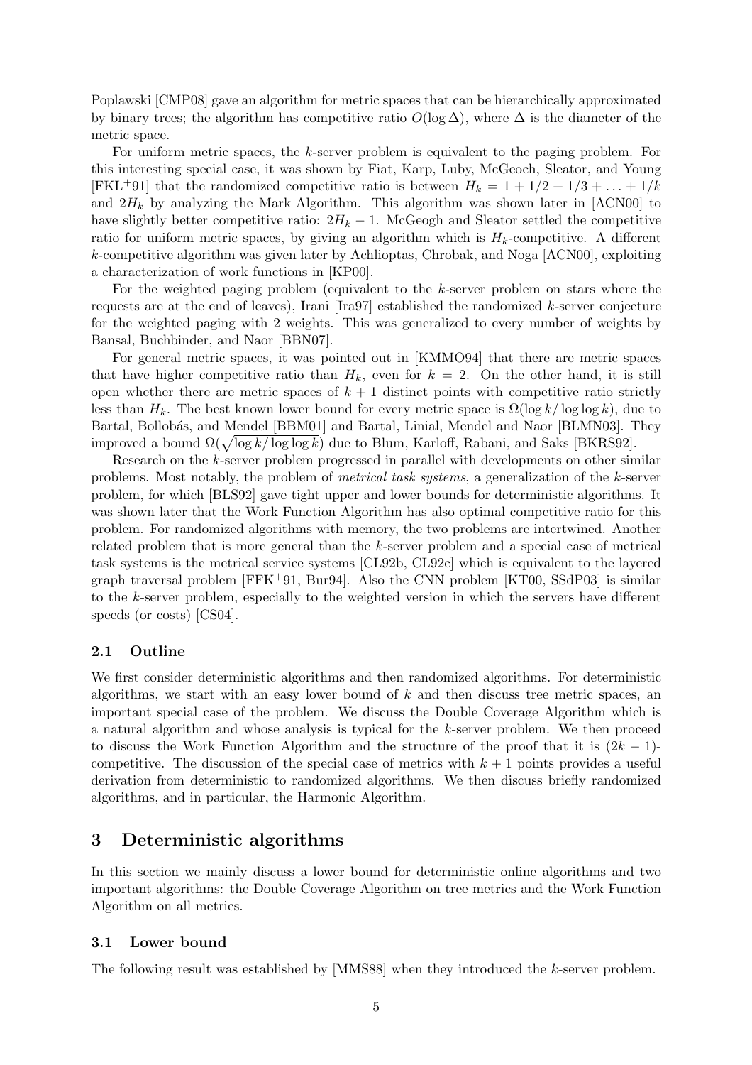Poplawski [CMP08] gave an algorithm for metric spaces that can be hierarchically approximated by binary trees; the algorithm has competitive ratio $O(\log \Delta)$, where $\Delta$ is the diameter of the metric space.

For uniform metric spaces, the $k$-server problem is equivalent to the paging problem. For this interesting special case, it was shown by Fiat, Karp, Luby, McGeoch, Sleator, and Young [FKL+91] that the randomized competitive ratio is between $H_k = 1 + 1/2 + 1/3 + \ldots + 1/k$ and $2H_k$ by analyzing the Mark Algorithm. This algorithm was shown later in [ACN00] to have slightly better competitive ratio: $2H_k - 1$. McGeogh and Sleator settled the competitive ratio for uniform metric spaces, by giving an algorithm which is $H_k$-competitive. A different $k$-competitive algorithm was given later by Achlioptas, Chrobak, and Noga [ACN00], exploiting a characterization of work functions in [KP00].

For the weighted paging problem (equivalent to the $k$-server problem on stars where the requests are at the end of leaves), Irani [Ira97] established the randomized $k$-server conjecture for the weighted paging with 2 weights. This was generalized to every number of weights by Bansal, Buchbinder, and Naor [BBN07].

For general metric spaces, it was pointed out in [KMMO94] that there are metric spaces that have higher competitive ratio than $H_k$, even for $k = 2$. On the other hand, it is still open whether there are metric spaces of $k + 1$ distinct points with competitive ratio strictly less than $H_k$. The best known lower bound for every metric space is $\Omega(\log k/ \log \log k)$, due to Bartal, Bollobás, and Mendel [BBM01] and Bartal, Linial, Mendel and Naor [BLMN03]. They improved a bound $\Omega(\sqrt{\log k/ \log \log k})$ due to Blum, Karloff, Rabani, and Saks [BKRS92].

Research on the $k$-server problem progressed in parallel with developments on other similar problems. Most notably, the problem of *metrical task systems*, a generalization of the $k$-server problem, for which [BLS92] gave tight upper and lower bounds for deterministic algorithms. It was shown later that the Work Function Algorithm has also optimal competitive ratio for this problem. For randomized algorithms with memory, the two problems are intertwined. Another related problem that is more general than the $k$-server problem and a special case of metrical task systems is the metrical service systems [CL92b, CL92c] which is equivalent to the layered graph traversal problem [FFK+91, Bur94]. Also the CNN problem [KT00, SSdP03] is similar to the $k$-server problem, especially to the weighted version in which the servers have different speeds (or costs) [CS04].

### 2.1 Outline

We first consider deterministic algorithms and then randomized algorithms. For deterministic algorithms, we start with an easy lower bound of $k$ and then discuss tree metric spaces, an important special case of the problem. We discuss the Double Coverage Algorithm which is a natural algorithm and whose analysis is typical for the $k$-server problem. We then proceed to discuss the Work Function Algorithm and the structure of the proof that it is $(2k-1)$-competitive. The discussion of the special case of metrics with $k + 1$ points provides a useful derivation from deterministic to randomized algorithms. We then discuss briefly randomized algorithms, and in particular, the Harmonic Algorithm.

## 3 Deterministic algorithms

In this section we mainly discuss a lower bound for deterministic online algorithms and two important algorithms: the Double Coverage Algorithm on tree metrics and the Work Function Algorithm on all metrics.

### 3.1 Lower bound

The following result was established by [MMS88] when they introduced the $k$-server problem.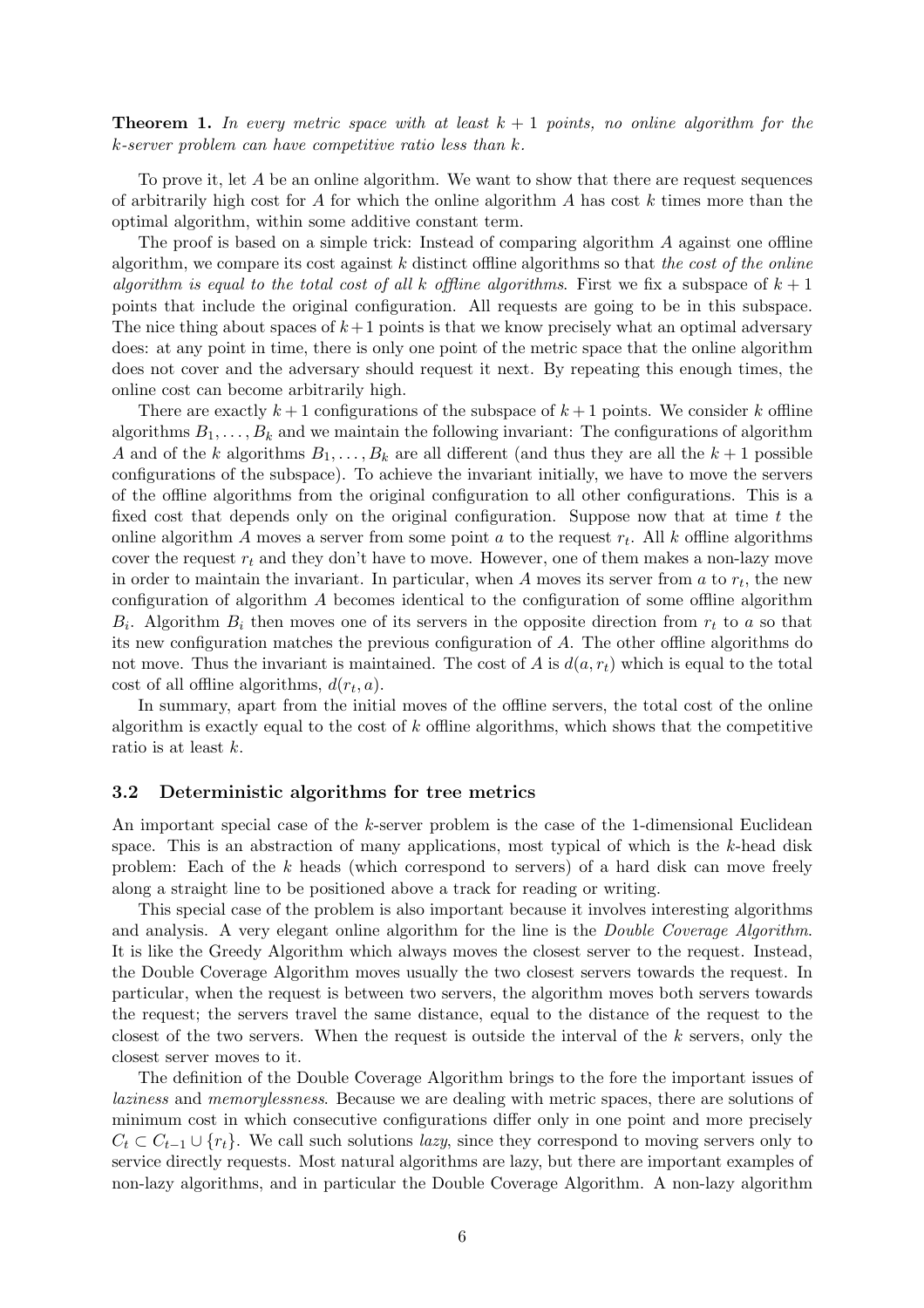**Theorem 1.** *In every metric space with at least $k+1$ points, no online algorithm for the $k$-server problem can have competitive ratio less than $k$.*

To prove it, let $A$ be an online algorithm. We want to show that there are request sequences of arbitrarily high cost for $A$ for which the online algorithm $A$ has cost $k$ times more than the optimal algorithm, within some additive constant term.

The proof is based on a simple trick: Instead of comparing algorithm $A$ against one offline algorithm, we compare its cost against $k$ distinct offline algorithms so that *the cost of the online algorithm is equal to the total cost of all $k$ offline algorithms*. First we fix a subspace of $k+1$ points that include the original configuration. All requests are going to be in this subspace. The nice thing about spaces of $k+1$ points is that we know precisely what an optimal adversary does: at any point in time, there is only one point of the metric space that the online algorithm does not cover and the adversary should request it next. By repeating this enough times, the online cost can become arbitrarily high.

There are exactly $k+1$ configurations of the subspace of $k+1$ points. We consider $k$ offline algorithms $B_1, \ldots, B_k$ and we maintain the following invariant: The configurations of algorithm $A$ and of the $k$ algorithms $B_1, \ldots, B_k$ are all different (and thus they are all the $k+1$ possible configurations of the subspace). To achieve the invariant initially, we have to move the servers of the offline algorithms from the original configuration to all other configurations. This is a fixed cost that depends only on the original configuration. Suppose now that at time $t$ the online algorithm $A$ moves a server from some point $a$ to the request $r_t$. All $k$ offline algorithms cover the request $r_t$ and they don't have to move. However, one of them makes a non-lazy move in order to maintain the invariant. In particular, when $A$ moves its server from $a$ to $r_t$, the new configuration of algorithm $A$ becomes identical to the configuration of some offline algorithm $B_i$. Algorithm $B_i$ then moves one of its servers in the opposite direction from $r_t$ to $a$ so that its new configuration matches the previous configuration of $A$. The other offline algorithms do not move. Thus the invariant is maintained. The cost of $A$ is $d(a, r_t)$ which is equal to the total cost of all offline algorithms, $d(r_t, a)$.

In summary, apart from the initial moves of the offline servers, the total cost of the online algorithm is exactly equal to the cost of $k$ offline algorithms, which shows that the competitive ratio is at least $k$.

### 3.2 Deterministic algorithms for tree metrics

An important special case of the $k$-server problem is the case of the 1-dimensional Euclidean space. This is an abstraction of many applications, most typical of which is the $k$-head disk problem: Each of the $k$ heads (which correspond to servers) of a hard disk can move freely along a straight line to be positioned above a track for reading or writing.

This special case of the problem is also important because it involves interesting algorithms and analysis. A very elegant online algorithm for the line is the *Double Coverage Algorithm*. It is like the Greedy Algorithm which always moves the closest server to the request. Instead, the Double Coverage Algorithm moves usually the two closest servers towards the request. In particular, when the request is between two servers, the algorithm moves both servers towards the request; the servers travel the same distance, equal to the distance of the request to the closest of the two servers. When the request is outside the interval of the $k$ servers, only the closest server moves to it.

The definition of the Double Coverage Algorithm brings to the fore the important issues of *laziness* and *memorylessness*. Because we are dealing with metric spaces, there are solutions of minimum cost in which consecutive configurations differ only in one point and more precisely $C_t \subset C_{t-1} \cup \{r_t\}$. We call such solutions *lazy*, since they correspond to moving servers only to service directly requests. Most natural algorithms are lazy, but there are important examples of non-lazy algorithms, and in particular the Double Coverage Algorithm. A non-lazy algorithm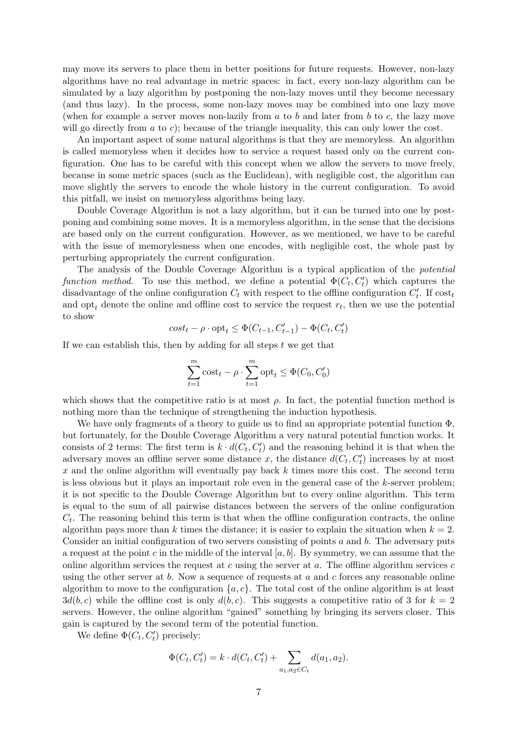may move its servers to place them in better positions for future requests. However, non-lazy algorithms have no real advantage in metric spaces: in fact, every non-lazy algorithm can be simulated by a lazy algorithm by postponing the non-lazy moves until they become necessary (and thus lazy). In the process, some non-lazy moves may be combined into one lazy move (when for example a server moves non-lazily from $a$ to $b$ and later from $b$ to $c$, the lazy move will go directly from $a$ to $c$); because of the triangle inequality, this can only lower the cost.

An important aspect of some natural algorithms is that they are memoryless. An algorithm is called memoryless when it decides how to service a request based only on the current configuration. One has to be careful with this concept when we allow the servers to move freely, because in some metric spaces (such as the Euclidean), with negligible cost, the algorithm can move slightly the servers to encode the whole history in the current configuration. To avoid this pitfall, we insist on memoryless algorithms being lazy.

Double Coverage Algorithm is not a lazy algorithm, but it can be turned into one by postponing and combining some moves. It is a memoryless algorithm, in the sense that the decisions are based only on the current configuration. However, as we mentioned, we have to be careful with the issue of memorylesness when one encodes, with negligible cost, the whole past by perturbing appropriately the current configuration.

The analysis of the Double Coverage Algorithm is a typical application of the *potential function method*. To use this method, we define a potential $\Phi(C_t, C'_t)$ which captures the disadvantage of the online configuration $C_t$ with respect to the offline configuration $C'_t$. If $\text{cost}_t$ and $\text{opt}_t$ denote the online and offline cost to service the request $r_t$, then we use the potential to show

$$cost_t - \rho \cdot \text{opt}_t \leq \Phi(C_{t-1}, C'_{t-1}) - \Phi(C_t, C'_t)$$

If we can establish this, then by adding for all steps $t$ we get that

$$\sum_{t=1}^{m} \text{cost}_t - \rho \cdot \sum_{t=1}^{m} \text{opt}_t \leq \Phi(C_0, C'_0)$$

which shows that the competitive ratio is at most $\rho$. In fact, the potential function method is nothing more than the technique of strengthening the induction hypothesis.

We have only fragments of a theory to guide us to find an appropriate potential function $\Phi$, but fortunately, for the Double Coverage Algorithm a very natural potential function works. It consists of 2 terms: The first term is $k \cdot d(C_t, C'_t)$ and the reasoning behind it is that when the adversary moves an offline server some distance $x$, the distance $d(C_t, C'_t)$ increases by at most $x$ and the online algorithm will eventually pay back $k$ times more this cost. The second term is less obvious but it plays an important role even in the general case of the $k$-server problem; it is not specific to the Double Coverage Algorithm but to every online algorithm. This term is equal to the sum of all pairwise distances between the servers of the online configuration $C_t$. The reasoning behind this term is that when the offline configuration contracts, the online algorithm pays more than $k$ times the distance; it is easier to explain the situation when $k = 2$. Consider an initial configuration of two servers consisting of points $a$ and $b$. The adversary puts a request at the point $c$ in the middle of the interval $[a, b]$. By symmetry, we can assume that the online algorithm services the request at $c$ using the server at $a$. The offline algorithm services $c$ using the other server at $b$. Now a sequence of requests at $a$ and $c$ forces any reasonable online algorithm to move to the configuration $\{a, c\}$. The total cost of the online algorithm is at least $3d(b, c)$ while the offline cost is only $d(b, c)$. This suggests a competitive ratio of 3 for $k = 2$ servers. However, the online algorithm "gained" something by bringing its servers closer. This gain is captured by the second term of the potential function.

We define $\Phi(C_t, C'_t)$ precisely:

$$\Phi(C_t, C'_t) = k \cdot d(C_t, C'_t) + \sum_{a_1, a_2 \in C_t} d(a_1, a_2).$$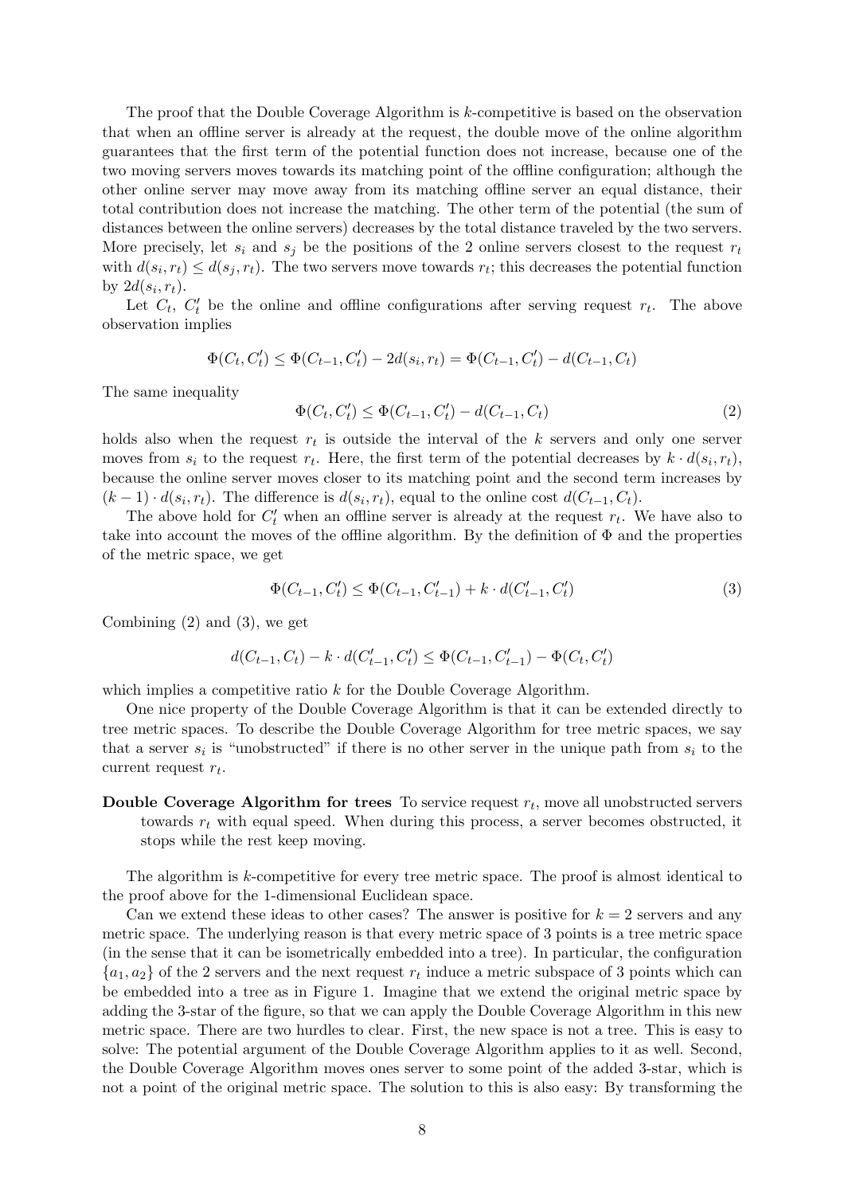The proof that the Double Coverage Algorithm is $k$-competitive is based on the observation that when an offline server is already at the request, the double move of the online algorithm guarantees that the first term of the potential function does not increase, because one of the two moving servers moves towards its matching point of the offline configuration; although the other online server may move away from its matching offline server an equal distance, their total contribution does not increase the matching. The other term of the potential (the sum of distances between the online servers) decreases by the total distance traveled by the two servers. More precisely, let $s_i$ and $s_j$ be the positions of the 2 online servers closest to the request $r_t$ with $d(s_i, r_t) \leq d(s_j, r_t)$. The two servers move towards $r_t$; this decreases the potential function by $2d(s_i, r_t)$.

Let $C_t$, $C'_t$ be the online and offline configurations after serving request $r_t$. The above observation implies

$$\Phi(C_t, C'_t) \leq \Phi(C_{t-1}, C'_t) - 2d(s_i, r_t) = \Phi(C_{t-1}, C'_t) - d(C_{t-1}, C_t)$$

The same inequality

$$\Phi(C_t, C'_t) \leq \Phi(C_{t-1}, C'_t) - d(C_{t-1}, C_t) \tag{2}$$

holds also when the request $r_t$ is outside the interval of the $k$ servers and only one server moves from $s_i$ to the request $r_t$. Here, the first term of the potential decreases by $k \cdot d(s_i, r_t)$, because the online server moves closer to its matching point and the second term increases by $(k-1) \cdot d(s_i, r_t)$. The difference is $d(s_i, r_t)$, equal to the online cost $d(C_{t-1}, C_t)$.

The above hold for $C'_t$ when an offline server is already at the request $r_t$. We have also to take into account the moves of the offline algorithm. By the definition of $\Phi$ and the properties of the metric space, we get

$$\Phi(C_{t-1}, C'_t) \leq \Phi(C_{t-1}, C'_{t-1}) + k \cdot d(C'_{t-1}, C'_t) \tag{3}$$

Combining (2) and (3), we get

$$d(C_{t-1}, C_t) - k \cdot d(C'_{t-1}, C'_t) \leq \Phi(C_{t-1}, C'_{t-1}) - \Phi(C_t, C'_t)$$

which implies a competitive ratio $k$ for the Double Coverage Algorithm.

One nice property of the Double Coverage Algorithm is that it can be extended directly to tree metric spaces. To describe the Double Coverage Algorithm for tree metric spaces, we say that a server $s_i$ is "unobstructed" if there is no other server in the unique path from $s_i$ to the current request $r_t$.

**Double Coverage Algorithm for trees** To service request $r_t$, move all unobstructed servers towards $r_t$ with equal speed. When during this process, a server becomes obstructed, it stops while the rest keep moving.

The algorithm is $k$-competitive for every tree metric space. The proof is almost identical to the proof above for the 1-dimensional Euclidean space.

Can we extend these ideas to other cases? The answer is positive for $k = 2$ servers and any metric space. The underlying reason is that every metric space of 3 points is a tree metric space (in the sense that it can be isometrically embedded into a tree). In particular, the configuration $\{a_1, a_2\}$ of the 2 servers and the next request $r_t$ induce a metric subspace of 3 points which can be embedded into a tree as in Figure 1. Imagine that we extend the original metric space by adding the 3-star of the figure, so that we can apply the Double Coverage Algorithm in this new metric space. There are two hurdles to clear. First, the new space is not a tree. This is easy to solve: The potential argument of the Double Coverage Algorithm applies to it as well. Second, the Double Coverage Algorithm moves ones server to some point of the added 3-star, which is not a point of the original metric space. The solution to this is also easy: By transforming the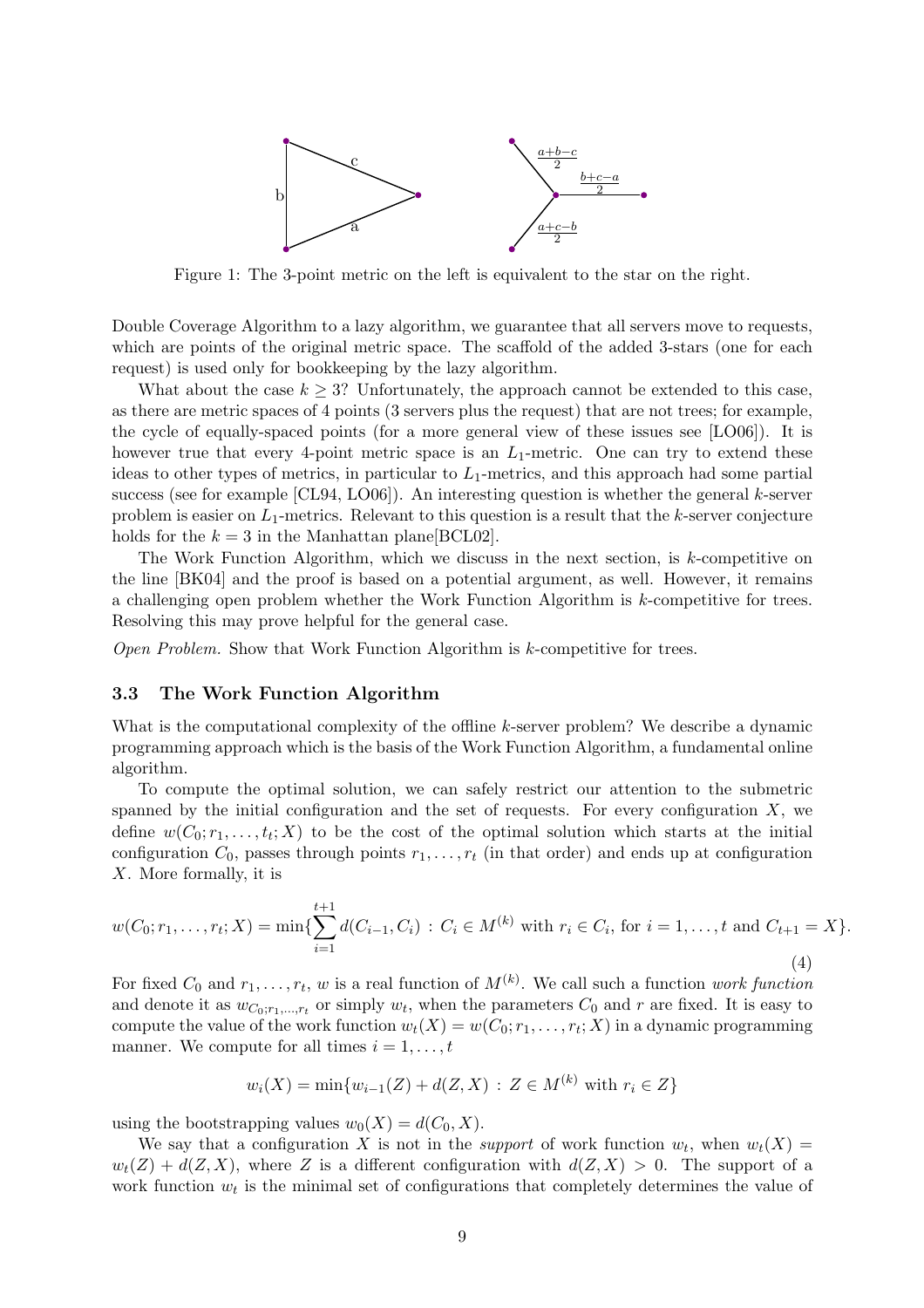Figure 1: The 3-point metric on the left is equivalent to the star on the right.

Double Coverage Algorithm to a lazy algorithm, we guarantee that all servers move to requests, which are points of the original metric space. The scaffold of the added 3-stars (one for each request) is used only for bookkeeping by the lazy algorithm.

What about the case $k \geq 3$? Unfortunately, the approach cannot be extended to this case, as there are metric spaces of 4 points (3 servers plus the request) that are not trees; for example, the cycle of equally-spaced points (for a more general view of these issues see [LO06]). It is however true that every 4-point metric space is an $L_1$-metric. One can try to extend these ideas to other types of metrics, in particular to $L_1$-metrics, and this approach had some partial success (see for example [CL94, LO06]). An interesting question is whether the general $k$-server problem is easier on $L_1$-metrics. Relevant to this question is a result that the $k$-server conjecture holds for the $k = 3$ in the Manhattan plane[BCL02].

The Work Function Algorithm, which we discuss in the next section, is $k$-competitive on the line [BK04] and the proof is based on a potential argument, as well. However, it remains a challenging open problem whether the Work Function Algorithm is $k$-competitive for trees. Resolving this may prove helpful for the general case.

*Open Problem.* Show that Work Function Algorithm is $k$-competitive for trees.

### 3.3 The Work Function Algorithm

What is the computational complexity of the offline $k$-server problem? We describe a dynamic programming approach which is the basis of the Work Function Algorithm, a fundamental online algorithm.

To compute the optimal solution, we can safely restrict our attention to the submetric spanned by the initial configuration and the set of requests. For every configuration $X$, we define $w(C_0; r_1, \ldots, t_t; X)$ to be the cost of the optimal solution which starts at the initial configuration $C_0$, passes through points $r_1, \ldots, r_t$ (in that order) and ends up at configuration $X$. More formally, it is

$$w(C_0; r_1, \ldots, r_t; X) = \min\{\sum_{i=1}^{t+1} d(C_{i-1}, C_i) \,:\, C_i \in M^{(k)} \text{ with } r_i \in C_i, \text{ for } i = 1, \ldots, t \text{ and } C_{t+1} = X\}. \tag{4}$$

For fixed $C_0$ and $r_1, \ldots, r_t$, $w$ is a real function of $M^{(k)}$. We call such a function *work function* and denote it as $w_{C_0; r_1, \ldots, r_t}$ or simply $w_t$, when the parameters $C_0$ and $r$ are fixed. It is easy to compute the value of the work function $w_t(X) = w(C_0; r_1, \ldots, r_t; X)$ in a dynamic programming manner. We compute for all times $i = 1, \ldots, t$

$$w_i(X) = \min\{w_{i-1}(Z) + d(Z, X) \,:\, Z \in M^{(k)} \text{ with } r_i \in Z\}$$

using the bootstrapping values $w_0(X) = d(C_0, X)$.

We say that a configuration $X$ is not in the *support* of work function $w_t$, when $w_t(X) = w_t(Z) + d(Z, X)$, where $Z$ is a different configuration with $d(Z, X) > 0$. The support of a work function $w_t$ is the minimal set of configurations that completely determines the value of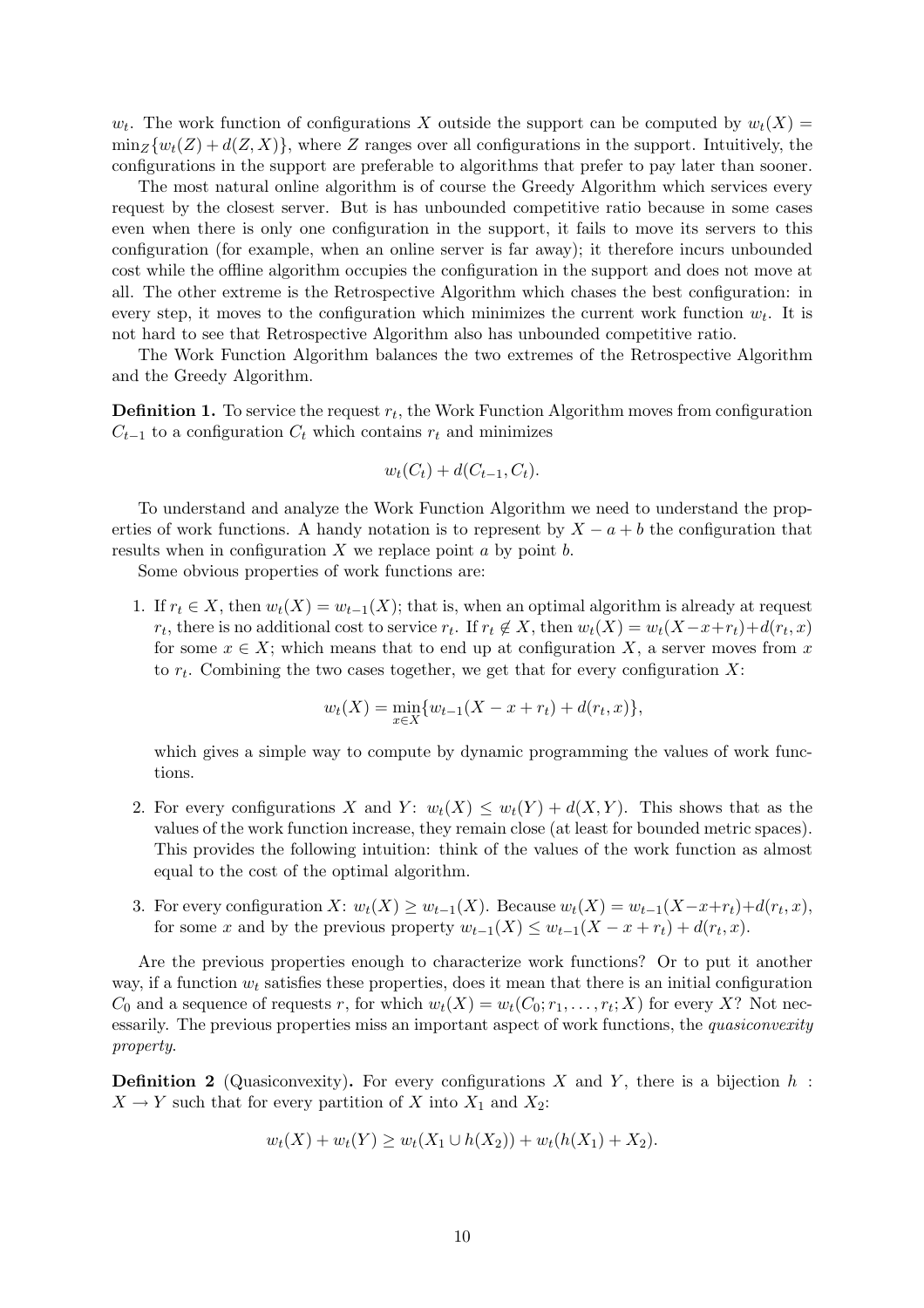$w_t$. The work function of configurations $X$ outside the support can be computed by $w_t(X) = \min_Z\{w_t(Z) + d(Z, X)\}$, where $Z$ ranges over all configurations in the support. Intuitively, the configurations in the support are preferable to algorithms that prefer to pay later than sooner.

The most natural online algorithm is of course the Greedy Algorithm which services every request by the closest server. But is has unbounded competitive ratio because in some cases even when there is only one configuration in the support, it fails to move its servers to this configuration (for example, when an online server is far away); it therefore incurs unbounded cost while the offline algorithm occupies the configuration in the support and does not move at all. The other extreme is the Retrospective Algorithm which chases the best configuration: in every step, it moves to the configuration which minimizes the current work function $w_t$. It is not hard to see that Retrospective Algorithm also has unbounded competitive ratio.

The Work Function Algorithm balances the two extremes of the Retrospective Algorithm and the Greedy Algorithm.

**Definition 1.** To service the request $r_t$, the Work Function Algorithm moves from configuration $C_{t-1}$ to a configuration $C_t$ which contains $r_t$ and minimizes

$$w_t(C_t) + d(C_{t-1}, C_t).$$

To understand and analyze the Work Function Algorithm we need to understand the properties of work functions. A handy notation is to represent by $X - a + b$ the configuration that results when in configuration $X$ we replace point $a$ by point $b$.

Some obvious properties of work functions are:

1. If $r_t \in X$, then $w_t(X) = w_{t-1}(X)$; that is, when an optimal algorithm is already at request $r_t$, there is no additional cost to service $r_t$. If $r_t \notin X$, then $w_t(X) = w_t(X - x + r_t) + d(r_t, x)$ for some $x \in X$; which means that to end up at configuration $X$, a server moves from $x$ to $r_t$. Combining the two cases together, we get that for every configuration $X$:

   $$w_t(X) = \min_{x \in X}\{w_{t-1}(X - x + r_t) + d(r_t, x)\},$$

   which gives a simple way to compute by dynamic programming the values of work functions.

2. For every configurations $X$ and $Y$: $w_t(X) \leq w_t(Y) + d(X, Y)$. This shows that as the values of the work function increase, they remain close (at least for bounded metric spaces). This provides the following intuition: think of the values of the work function as almost equal to the cost of the optimal algorithm.

3. For every configuration $X$: $w_t(X) \geq w_{t-1}(X)$. Because $w_t(X) = w_{t-1}(X - x + r_t) + d(r_t, x)$, for some $x$ and by the previous property $w_{t-1}(X) \leq w_{t-1}(X - x + r_t) + d(r_t, x)$.

Are the previous properties enough to characterize work functions? Or to put it another way, if a function $w_t$ satisfies these properties, does it mean that there is an initial configuration $C_0$ and a sequence of requests $r$, for which $w_t(X) = w_t(C_0; r_1, \ldots, r_t; X)$ for every $X$? Not necessarily. The previous properties miss an important aspect of work functions, the *quasiconvexity property*.

**Definition 2** (Quasiconvexity)**.** For every configurations $X$ and $Y$, there is a bijection $h : X \to Y$ such that for every partition of $X$ into $X_1$ and $X_2$:

$$w_t(X) + w_t(Y) \geq w_t(X_1 \cup h(X_2)) + w_t(h(X_1) + X_2).$$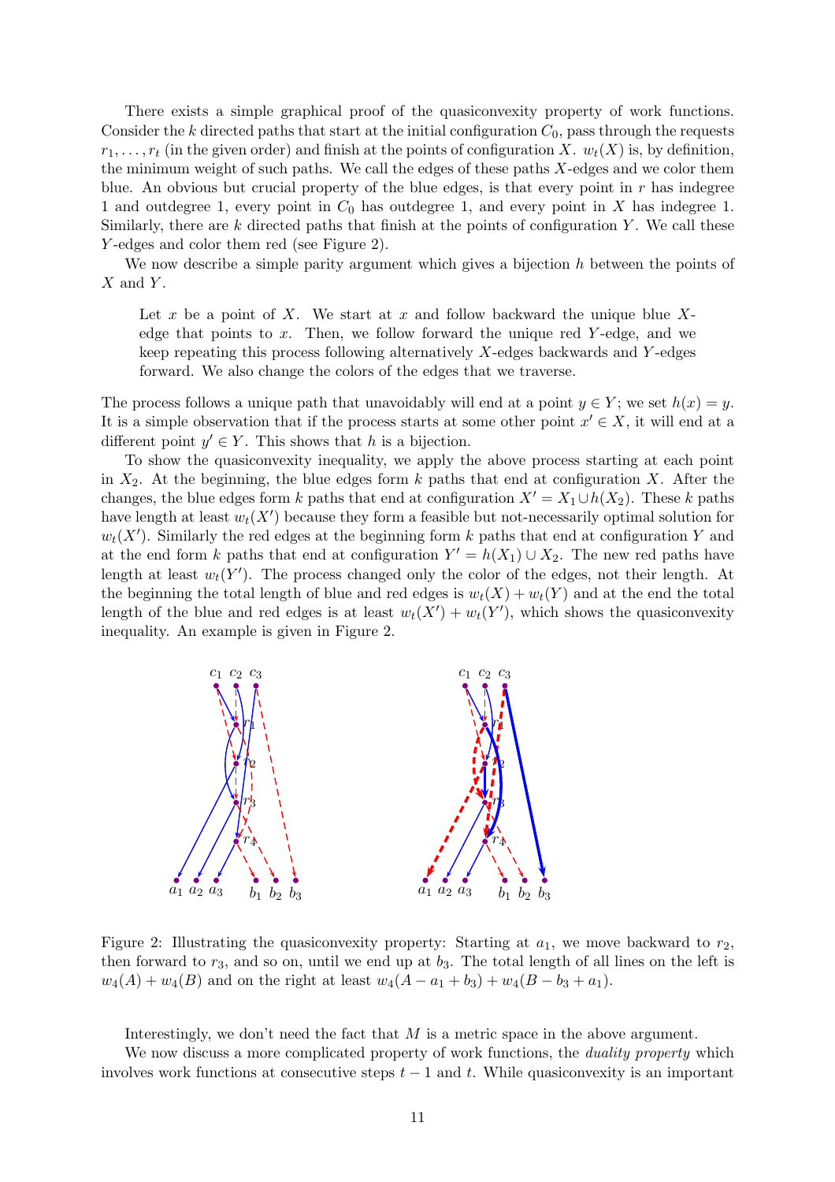There exists a simple graphical proof of the quasiconvexity property of work functions. Consider the $k$ directed paths that start at the initial configuration $C_0$, pass through the requests $r_1, \ldots, r_t$ (in the given order) and finish at the points of configuration $X$. $w_t(X)$ is, by definition, the minimum weight of such paths. We call the edges of these paths $X$-edges and we color them blue. An obvious but crucial property of the blue edges, is that every point in $r$ has indegree 1 and outdegree 1, every point in $C_0$ has outdegree 1, and every point in $X$ has indegree 1. Similarly, there are $k$ directed paths that finish at the points of configuration $Y$. We call these $Y$-edges and color them red (see Figure 2).

We now describe a simple parity argument which gives a bijection $h$ between the points of $X$ and $Y$.

> Let $x$ be a point of $X$. We start at $x$ and follow backward the unique blue $X$-edge that points to $x$. Then, we follow forward the unique red $Y$-edge, and we keep repeating this process following alternatively $X$-edges backwards and $Y$-edges forward. We also change the colors of the edges that we traverse.

The process follows a unique path that unavoidably will end at a point $y \in Y$; we set $h(x) = y$. It is a simple observation that if the process starts at some other point $x' \in X$, it will end at a different point $y' \in Y$. This shows that $h$ is a bijection.

To show the quasiconvexity inequality, we apply the above process starting at each point in $X_2$. At the beginning, the blue edges form $k$ paths that end at configuration $X$. After the changes, the blue edges form $k$ paths that end at configuration $X' = X_1 \cup h(X_2)$. These $k$ paths have length at least $w_t(X')$ because they form a feasible but not-necessarily optimal solution for $w_t(X')$. Similarly the red edges at the beginning form $k$ paths that end at configuration $Y$ and at the end form $k$ paths that end at configuration $Y' = h(X_1) \cup X_2$. The new red paths have length at least $w_t(Y')$. The process changed only the color of the edges, not their length. At the beginning the total length of blue and red edges is $w_t(X) + w_t(Y)$ and at the end the total length of the blue and red edges is at least $w_t(X') + w_t(Y')$, which shows the quasiconvexity inequality. An example is given in Figure 2.

Figure 2: Illustrating the quasiconvexity property: Starting at $a_1$, we move backward to $r_2$, then forward to $r_3$, and so on, until we end up at $b_3$. The total length of all lines on the left is $w_4(A) + w_4(B)$ and on the right at least $w_4(A - a_1 + b_3) + w_4(B - b_3 + a_1)$.

Interestingly, we don't need the fact that $M$ is a metric space in the above argument.

We now discuss a more complicated property of work functions, the *duality property* which involves work functions at consecutive steps $t - 1$ and $t$. While quasiconvexity is an important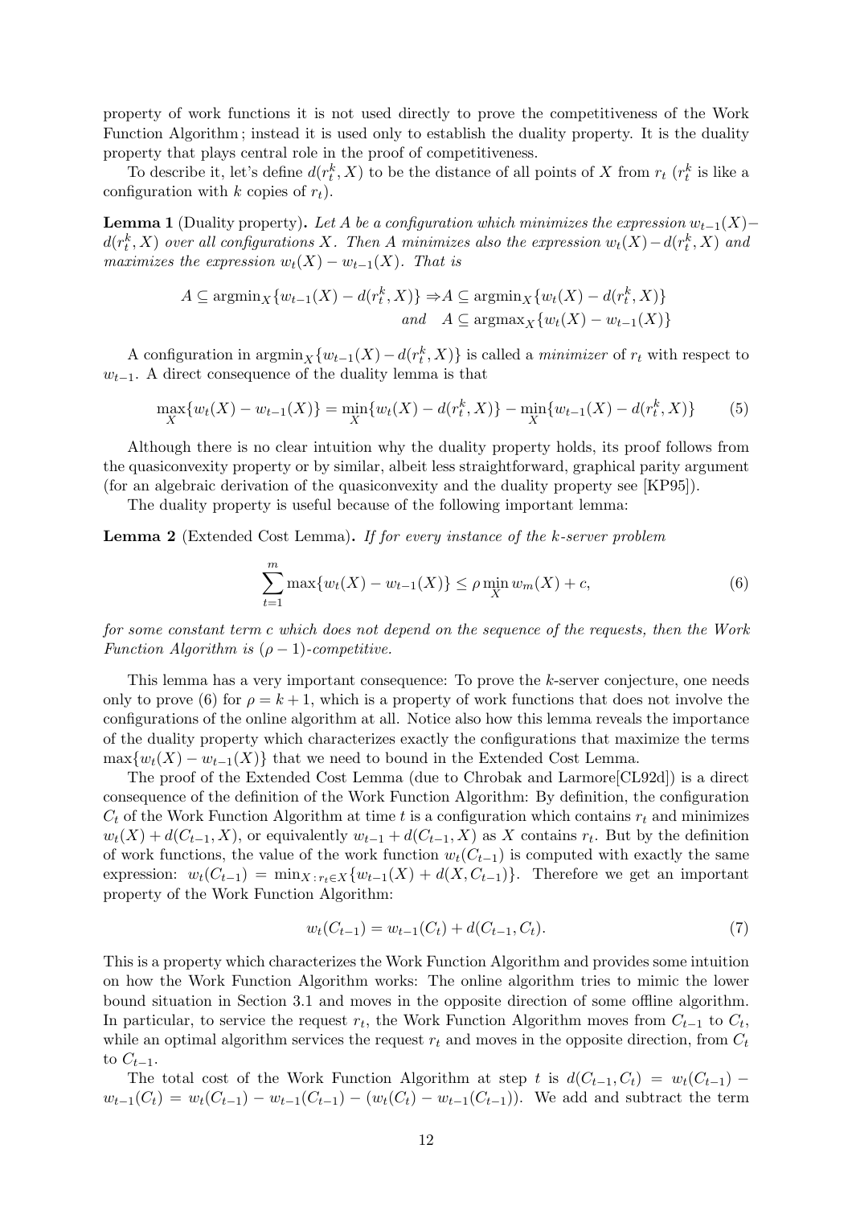property of work functions it is not used directly to prove the competitiveness of the Work Function Algorithm; instead it is used only to establish the duality property. It is the duality property that plays central role in the proof of competitiveness.

To describe it, let's define $d(r_t^k, X)$ to be the distance of all points of $X$ from $r_t$ ($r_t^k$ is like a configuration with $k$ copies of $r_t$).

**Lemma 1** (Duality property)**.** *Let $A$ be a configuration which minimizes the expression $w_{t-1}(X) - d(r_t^k, X)$ over all configurations $X$. Then $A$ minimizes also the expression $w_t(X) - d(r_t^k, X)$ and maximizes the expression $w_t(X) - w_{t-1}(X)$. That is*

$$
\begin{aligned}
A \subseteq \operatorname{argmin}_X\{w_{t-1}(X) - d(r_t^k, X)\} \Rightarrow & A \subseteq \operatorname{argmin}_X\{w_t(X) - d(r_t^k, X)\} \\
\textit{and} \quad & A \subseteq \operatorname{argmax}_X\{w_t(X) - w_{t-1}(X)\}
\end{aligned}
$$

A configuration in $\operatorname{argmin}_X\{w_{t-1}(X) - d(r_t^k, X)\}$ is called a *minimizer* of $r_t$ with respect to $w_{t-1}$. A direct consequence of the duality lemma is that

$$
\max_X\{w_t(X) - w_{t-1}(X)\} = \min_X\{w_t(X) - d(r_t^k, X)\} - \min_X\{w_{t-1}(X) - d(r_t^k, X)\} \tag{5}
$$

Although there is no clear intuition why the duality property holds, its proof follows from the quasiconvexity property or by similar, albeit less straightforward, graphical parity argument (for an algebraic derivation of the quasiconvexity and the duality property see [KP95]).

The duality property is useful because of the following important lemma:

**Lemma 2** (Extended Cost Lemma)**.** *If for every instance of the $k$-server problem*

$$
\sum_{t=1}^{m} \max\{w_t(X) - w_{t-1}(X)\} \leq \rho \min_X w_m(X) + c, \tag{6}
$$

*for some constant term $c$ which does not depend on the sequence of the requests, then the Work Function Algorithm is $(\rho - 1)$-competitive.*

This lemma has a very important consequence: To prove the $k$-server conjecture, one needs only to prove (6) for $\rho = k + 1$, which is a property of work functions that does not involve the configurations of the online algorithm at all. Notice also how this lemma reveals the importance of the duality property which characterizes exactly the configurations that maximize the terms $\max\{w_t(X) - w_{t-1}(X)\}$ that we need to bound in the Extended Cost Lemma.

The proof of the Extended Cost Lemma (due to Chrobak and Larmore[CL92d]) is a direct consequence of the definition of the Work Function Algorithm: By definition, the configuration $C_t$ of the Work Function Algorithm at time $t$ is a configuration which contains $r_t$ and minimizes $w_t(X) + d(C_{t-1}, X)$, or equivalently $w_{t-1} + d(C_{t-1}, X)$ as $X$ contains $r_t$. But by the definition of work functions, the value of the work function $w_t(C_{t-1})$ is computed with exactly the same expression: $w_t(C_{t-1}) = \min_{X : r_t \in X}\{w_{t-1}(X) + d(X, C_{t-1})\}$. Therefore we get an important property of the Work Function Algorithm:

$$
w_t(C_{t-1}) = w_{t-1}(C_t) + d(C_{t-1}, C_t). \tag{7}
$$

This is a property which characterizes the Work Function Algorithm and provides some intuition on how the Work Function Algorithm works: The online algorithm tries to mimic the lower bound situation in Section 3.1 and moves in the opposite direction of some offline algorithm. In particular, to service the request $r_t$, the Work Function Algorithm moves from $C_{t-1}$ to $C_t$, while an optimal algorithm services the request $r_t$ and moves in the opposite direction, from $C_t$ to $C_{t-1}$.

The total cost of the Work Function Algorithm at step $t$ is $d(C_{t-1}, C_t) = w_t(C_{t-1}) - w_{t-1}(C_t) = w_t(C_{t-1}) - w_{t-1}(C_{t-1}) - (w_t(C_t) - w_{t-1}(C_{t-1}))$. We add and subtract the term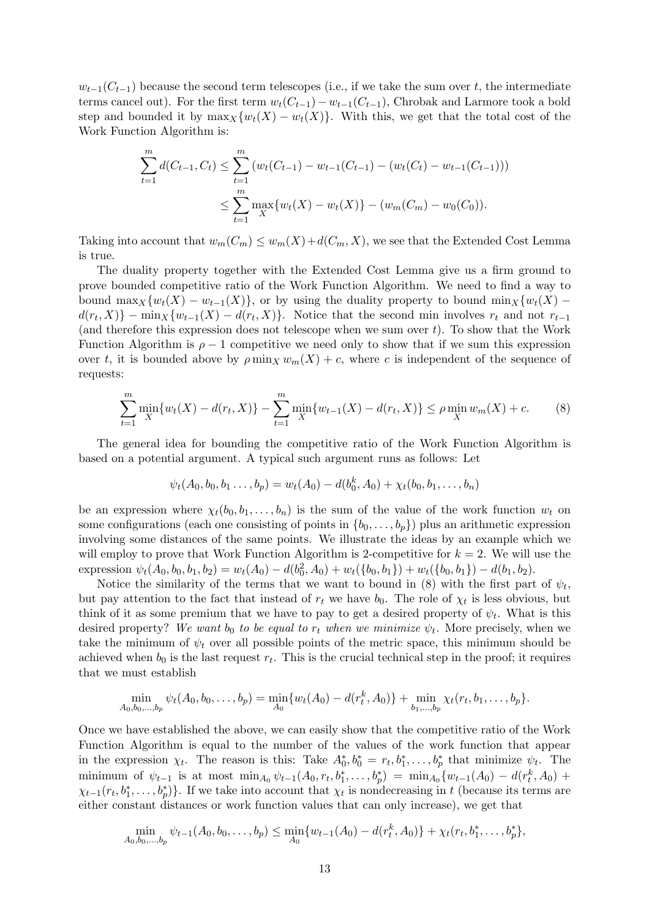$w_{t-1}(C_{t-1})$ because the second term telescopes (i.e., if we take the sum over $t$, the intermediate terms cancel out). For the first term $w_t(C_{t-1}) - w_{t-1}(C_{t-1})$, Chrobak and Larmore took a bold step and bounded it by $\max_X\{w_t(X) - w_t(X)\}$. With this, we get that the total cost of the Work Function Algorithm is:

$$\sum_{t=1}^{m} d(C_{t-1}, C_t) \leq \sum_{t=1}^{m} \left(w_t(C_{t-1}) - w_{t-1}(C_{t-1}) - (w_t(C_t) - w_{t-1}(C_{t-1}))\right)$$
$$\leq \sum_{t=1}^{m} \max_X\{w_t(X) - w_t(X)\} - (w_m(C_m) - w_0(C_0)).$$

Taking into account that $w_m(C_m) \leq w_m(X) + d(C_m, X)$, we see that the Extended Cost Lemma is true.

The duality property together with the Extended Cost Lemma give us a firm ground to prove bounded competitive ratio of the Work Function Algorithm. We need to find a way to bound $\max_X\{w_t(X) - w_{t-1}(X)\}$, or by using the duality property to bound $\min_X\{w_t(X) - d(r_t, X)\} - \min_X\{w_{t-1}(X) - d(r_t, X)\}$. Notice that the second min involves $r_t$ and not $r_{t-1}$ (and therefore this expression does not telescope when we sum over $t$). To show that the Work Function Algorithm is $\rho - 1$ competitive we need only to show that if we sum this expression over $t$, it is bounded above by $\rho \min_X w_m(X) + c$, where $c$ is independent of the sequence of requests:

$$\sum_{t=1}^{m} \min_X\{w_t(X) - d(r_t, X)\} - \sum_{t=1}^{m} \min_X\{w_{t-1}(X) - d(r_t, X)\} \leq \rho \min_X w_m(X) + c. \tag{8}$$

The general idea for bounding the competitive ratio of the Work Function Algorithm is based on a potential argument. A typical such argument runs as follows: Let

$$\psi_t(A_0, b_0, b_1 \ldots, b_p) = w_t(A_0) - d(b_0^k, A_0) + \chi_t(b_0, b_1, \ldots, b_n)$$

be an expression where $\chi_t(b_0, b_1, \ldots, b_n)$ is the sum of the value of the work function $w_t$ on some configurations (each one consisting of points in $\{b_0, \ldots, b_p\}$) plus an arithmetic expression involving some distances of the same points. We illustrate the ideas by an example which we will employ to prove that Work Function Algorithm is 2-competitive for $k = 2$. We will use the expression $\psi_t(A_0, b_0, b_1, b_2) = w_t(A_0) - d(b_0^2, A_0) + w_t(\{b_0, b_1\}) + w_t(\{b_0, b_1\}) - d(b_1, b_2)$.

Notice the similarity of the terms that we want to bound in (8) with the first part of $\psi_t$, but pay attention to the fact that instead of $r_t$ we have $b_0$. The role of $\chi_t$ is less obvious, but think of it as some premium that we have to pay to get a desired property of $\psi_t$. What is this desired property? *We want $b_0$ to be equal to $r_t$ when we minimize $\psi_t$.* More precisely, when we take the minimum of $\psi_t$ over all possible points of the metric space, this minimum should be achieved when $b_0$ is the last request $r_t$. This is the crucial technical step in the proof; it requires that we must establish

$$\min_{A_0, b_0, \ldots, b_p} \psi_t(A_0, b_0, \ldots, b_p) = \min_{A_0}\{w_t(A_0) - d(r_t^k, A_0)\} + \min_{b_1, \ldots, b_p} \chi_t(r_t, b_1, \ldots, b_p).$$

Once we have established the above, we can easily show that the competitive ratio of the Work Function Algorithm is equal to the number of the values of the work function that appear in the expression $\chi_t$. The reason is this: Take $A_0^*, b_0^* = r_t, b_1^*, \ldots, b_p^*$ that minimize $\psi_t$. The minimum of $\psi_{t-1}$ is at most $\min_{A_0} \psi_{t-1}(A_0, r_t, b_1^*, \ldots, b_p^*) = \min_{A_0}\{w_{t-1}(A_0) - d(r_t^k, A_0) + \chi_{t-1}(r_t, b_1^*, \ldots, b_p^*)\}$. If we take into account that $\chi_t$ is nondecreasing in $t$ (because its terms are either constant distances or work function values that can only increase), we get that

$$\min_{A_0, b_0, \ldots, b_p} \psi_{t-1}(A_0, b_0, \ldots, b_p) \leq \min_{A_0}\{w_{t-1}(A_0) - d(r_t^k, A_0)\} + \chi_t(r_t, b_1^*, \ldots, b_p^*),$$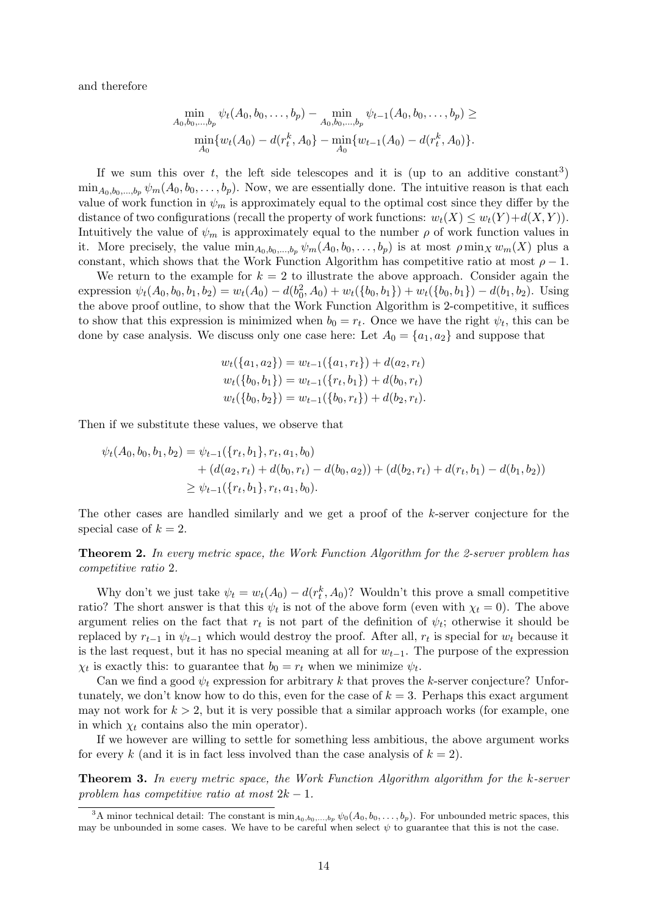and therefore

$$\min_{A_0,b_0,\ldots,b_p} \psi_t(A_0, b_0, \ldots, b_p) - \min_{A_0,b_0,\ldots,b_p} \psi_{t-1}(A_0, b_0, \ldots, b_p) \geq$$
$$\min_{A_0}\{w_t(A_0) - d(r_t^k, A_0\} - \min_{A_0}\{w_{t-1}(A_0) - d(r_t^k, A_0)\}.$$

If we sum this over $t$, the left side telescopes and it is (up to an additive constant[3]) $\min_{A_0,b_0,\ldots,b_p} \psi_m(A_0, b_0, \ldots, b_p)$. Now, we are essentially done. The intuitive reason is that each value of work function in $\psi_m$ is approximately equal to the optimal cost since they differ by the distance of two configurations (recall the property of work functions: $w_t(X) \leq w_t(Y) + d(X, Y)$). Intuitively the value of $\psi_m$ is approximately equal to the number $\rho$ of work function values in it. More precisely, the value $\min_{A_0,b_0,\ldots,b_p} \psi_m(A_0, b_0, \ldots, b_p)$ is at most $\rho \min_X w_m(X)$ plus a constant, which shows that the Work Function Algorithm has competitive ratio at most $\rho - 1$.

We return to the example for $k = 2$ to illustrate the above approach. Consider again the expression $\psi_t(A_0, b_0, b_1, b_2) = w_t(A_0) - d(b_0^2, A_0) + w_t(\{b_0, b_1\}) + w_t(\{b_0, b_1\}) - d(b_1, b_2)$. Using the above proof outline, to show that the Work Function Algorithm is 2-competitive, it suffices to show that this expression is minimized when $b_0 = r_t$. Once we have the right $\psi_t$, this can be done by case analysis. We discuss only one case here: Let $A_0 = \{a_1, a_2\}$ and suppose that

$$w_t(\{a_1, a_2\}) = w_{t-1}(\{a_1, r_t\}) + d(a_2, r_t)$$
$$w_t(\{b_0, b_1\}) = w_{t-1}(\{r_t, b_1\}) + d(b_0, r_t)$$
$$w_t(\{b_0, b_2\}) = w_{t-1}(\{b_0, r_t\}) + d(b_2, r_t).$$

Then if we substitute these values, we observe that

$$\begin{aligned}
\psi_t(A_0, b_0, b_1, b_2) &= \psi_{t-1}(\{r_t, b_1\}, r_t, a_1, b_0) \\
&\quad + (d(a_2, r_t) + d(b_0, r_t) - d(b_0, a_2)) + (d(b_2, r_t) + d(r_t, b_1) - d(b_1, b_2)) \\
&\geq \psi_{t-1}(\{r_t, b_1\}, r_t, a_1, b_0).
\end{aligned}$$

The other cases are handled similarly and we get a proof of the $k$-server conjecture for the special case of $k = 2$.

**Theorem 2.** *In every metric space, the Work Function Algorithm for the 2-server problem has competitive ratio* 2*.*

Why don't we just take $\psi_t = w_t(A_0) - d(r_t^k, A_0)$? Wouldn't this prove a small competitive ratio? The short answer is that this $\psi_t$ is not of the above form (even with $\chi_t = 0$). The above argument relies on the fact that $r_t$ is not part of the definition of $\psi_t$; otherwise it should be replaced by $r_{t-1}$ in $\psi_{t-1}$ which would destroy the proof. After all, $r_t$ is special for $w_t$ because it is the last request, but it has no special meaning at all for $w_{t-1}$. The purpose of the expression $\chi_t$ is exactly this: to guarantee that $b_0 = r_t$ when we minimize $\psi_t$.

Can we find a good $\psi_t$ expression for arbitrary $k$ that proves the $k$-server conjecture? Unfortunately, we don't know how to do this, even for the case of $k = 3$. Perhaps this exact argument may not work for $k > 2$, but it is very possible that a similar approach works (for example, one in which $\chi_t$ contains also the min operator).

If we however are willing to settle for something less ambitious, the above argument works for every $k$ (and it is in fact less involved than the case analysis of $k = 2$).

**Theorem 3.** *In every metric space, the Work Function Algorithm algorithm for the $k$-server problem has competitive ratio at most $2k - 1$.*

[3] A minor technical detail: The constant is $\min_{A_0,b_0,\ldots,b_p} \psi_0(A_0, b_0, \ldots, b_p)$. For unbounded metric spaces, this may be unbounded in some cases. We have to be careful when select $\psi$ to guarantee that this is not the case.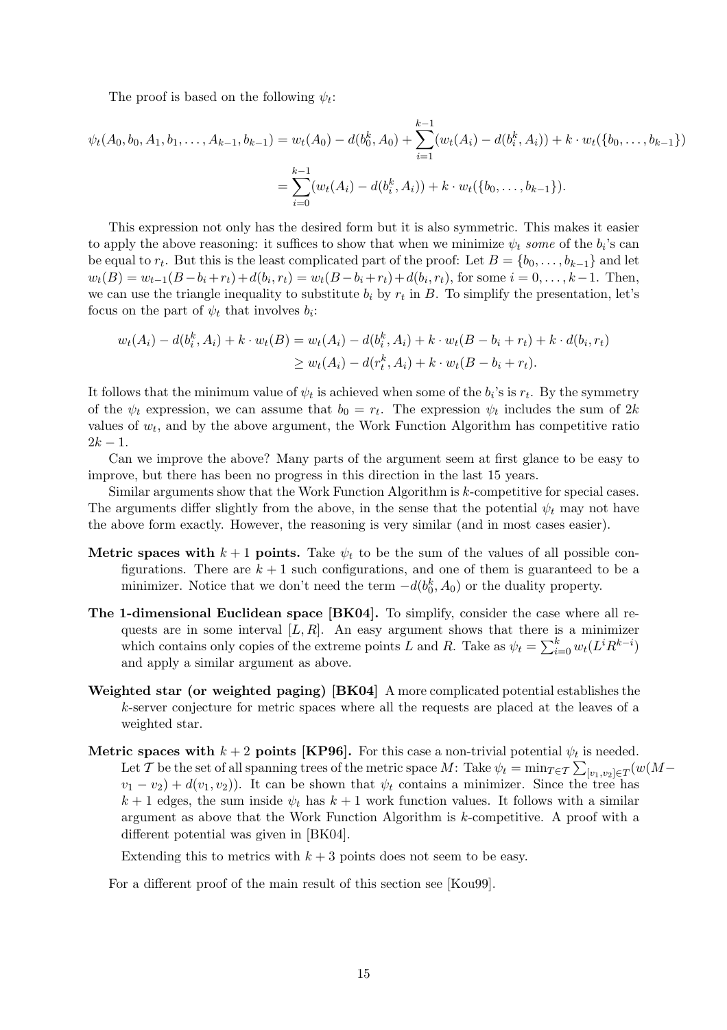The proof is based on the following $\psi_t$:

$$\psi_t(A_0, b_0, A_1, b_1, \ldots, A_{k-1}, b_{k-1}) = w_t(A_0) - d(b_0^k, A_0) + \sum_{i=1}^{k-1}(w_t(A_i) - d(b_i^k, A_i)) + k \cdot w_t(\{b_0, \ldots, b_{k-1}\})$$

$$= \sum_{i=0}^{k-1}(w_t(A_i) - d(b_i^k, A_i)) + k \cdot w_t(\{b_0, \ldots, b_{k-1}\}).$$

This expression not only has the desired form but it is also symmetric. This makes it easier to apply the above reasoning: it suffices to show that when we minimize $\psi_t$ *some* of the $b_i$'s can be equal to $r_t$. But this is the least complicated part of the proof: Let $B = \{b_0, \ldots, b_{k-1}\}$ and let $w_t(B) = w_{t-1}(B - b_i + r_t) + d(b_i, r_t) = w_t(B - b_i + r_t) + d(b_i, r_t)$, for some $i = 0, \ldots, k-1$. Then, we can use the triangle inequality to substitute $b_i$ by $r_t$ in $B$. To simplify the presentation, let's focus on the part of $\psi_t$ that involves $b_i$:

$$w_t(A_i) - d(b_i^k, A_i) + k \cdot w_t(B) = w_t(A_i) - d(b_i^k, A_i) + k \cdot w_t(B - b_i + r_t) + k \cdot d(b_i, r_t)$$

$$\geq w_t(A_i) - d(r_t^k, A_i) + k \cdot w_t(B - b_i + r_t).$$

It follows that the minimum value of $\psi_t$ is achieved when some of the $b_i$'s is $r_t$. By the symmetry of the $\psi_t$ expression, we can assume that $b_0 = r_t$. The expression $\psi_t$ includes the sum of $2k$ values of $w_t$, and by the above argument, the Work Function Algorithm has competitive ratio $2k - 1$.

Can we improve the above? Many parts of the argument seem at first glance to be easy to improve, but there has been no progress in this direction in the last 15 years.

Similar arguments show that the Work Function Algorithm is $k$-competitive for special cases. The arguments differ slightly from the above, in the sense that the potential $\psi_t$ may not have the above form exactly. However, the reasoning is very similar (and in most cases easier).

- **Metric spaces with $k+1$ points.** Take $\psi_t$ to be the sum of the values of all possible configurations. There are $k+1$ such configurations, and one of them is guaranteed to be a minimizer. Notice that we don't need the term $-d(b_0^k, A_0)$ or the duality property.

- **The 1-dimensional Euclidean space [BK04].** To simplify, consider the case where all requests are in some interval $[L, R]$. An easy argument shows that there is a minimizer which contains only copies of the extreme points $L$ and $R$. Take as $\psi_t = \sum_{i=0}^{k} w_t(L^i R^{k-i})$ and apply a similar argument as above.

- **Weighted star (or weighted paging) [BK04]** A more complicated potential establishes the $k$-server conjecture for metric spaces where all the requests are placed at the leaves of a weighted star.

- **Metric spaces with $k+2$ points [KP96].** For this case a non-trivial potential $\psi_t$ is needed. Let $\mathcal{T}$ be the set of all spanning trees of the metric space $M$: Take $\psi_t = \min_{T \in \mathcal{T}} \sum_{[v_1,v_2] \in T}(w(M - v_1 - v_2) + d(v_1, v_2))$. It can be shown that $\psi_t$ contains a minimizer. Since the tree has $k+1$ edges, the sum inside $\psi_t$ has $k+1$ work function values. It follows with a similar argument as above that the Work Function Algorithm is $k$-competitive. A proof with a different potential was given in [BK04].

  Extending this to metrics with $k+3$ points does not seem to be easy.

For a different proof of the main result of this section see [Kou99].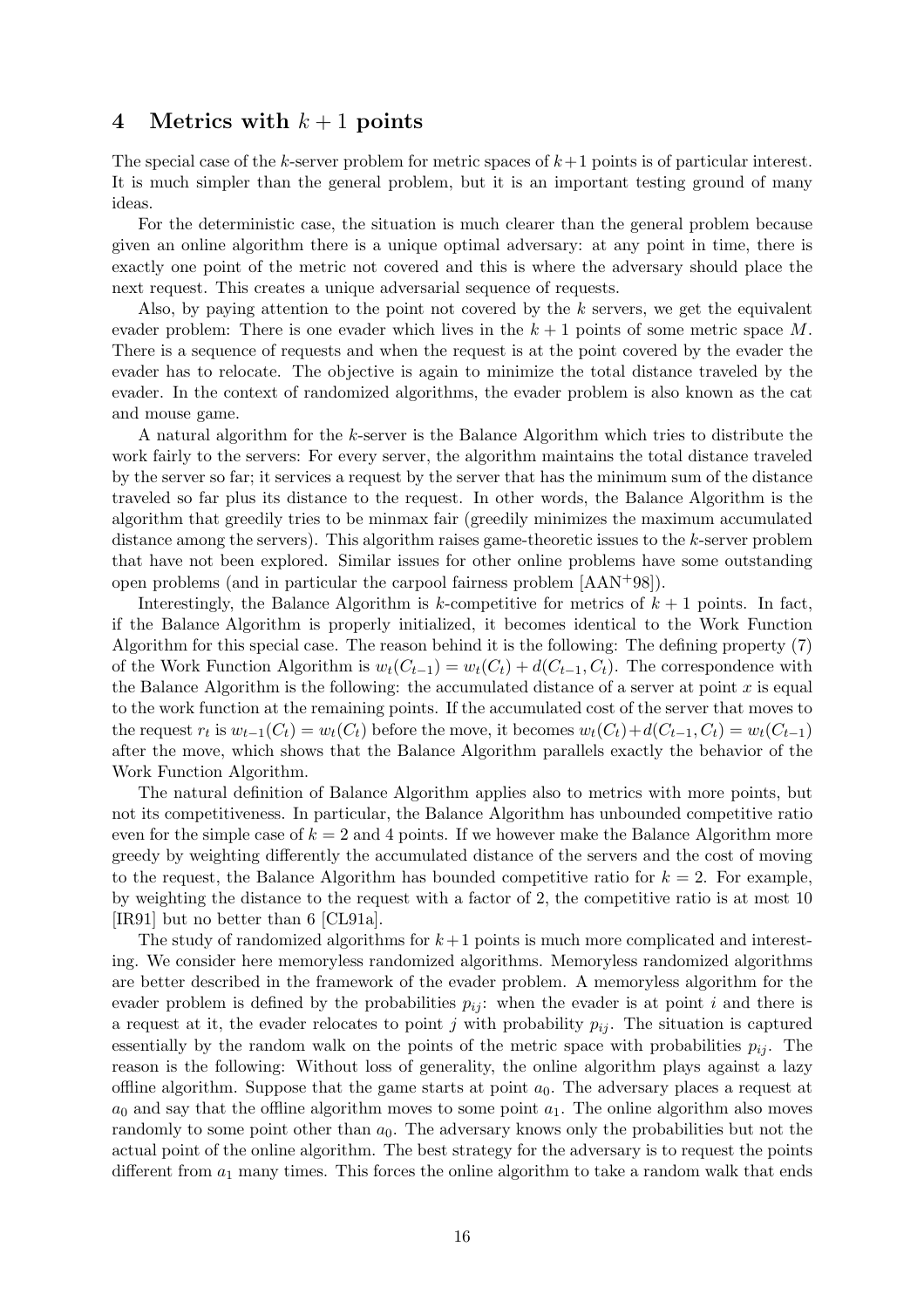## 4 Metrics with $k+1$ points

The special case of the $k$-server problem for metric spaces of $k+1$ points is of particular interest. It is much simpler than the general problem, but it is an important testing ground of many ideas.

For the deterministic case, the situation is much clearer than the general problem because given an online algorithm there is a unique optimal adversary: at any point in time, there is exactly one point of the metric not covered and this is where the adversary should place the next request. This creates a unique adversarial sequence of requests.

Also, by paying attention to the point not covered by the $k$ servers, we get the equivalent evader problem: There is one evader which lives in the $k+1$ points of some metric space $M$. There is a sequence of requests and when the request is at the point covered by the evader the evader has to relocate. The objective is again to minimize the total distance traveled by the evader. In the context of randomized algorithms, the evader problem is also known as the cat and mouse game.

A natural algorithm for the $k$-server is the Balance Algorithm which tries to distribute the work fairly to the servers: For every server, the algorithm maintains the total distance traveled by the server so far; it services a request by the server that has the minimum sum of the distance traveled so far plus its distance to the request. In other words, the Balance Algorithm is the algorithm that greedily tries to be minmax fair (greedily minimizes the maximum accumulated distance among the servers). This algorithm raises game-theoretic issues to the $k$-server problem that have not been explored. Similar issues for other online problems have some outstanding open problems (and in particular the carpool fairness problem [AAN+98]).

Interestingly, the Balance Algorithm is $k$-competitive for metrics of $k+1$ points. In fact, if the Balance Algorithm is properly initialized, it becomes identical to the Work Function Algorithm for this special case. The reason behind it is the following: The defining property (7) of the Work Function Algorithm is $w_t(C_{t-1}) = w_t(C_t) + d(C_{t-1}, C_t)$. The correspondence with the Balance Algorithm is the following: the accumulated distance of a server at point $x$ is equal to the work function at the remaining points. If the accumulated cost of the server that moves to the request $r_t$ is $w_{t-1}(C_t) = w_t(C_t)$ before the move, it becomes $w_t(C_t) + d(C_{t-1}, C_t) = w_t(C_{t-1})$ after the move, which shows that the Balance Algorithm parallels exactly the behavior of the Work Function Algorithm.

The natural definition of Balance Algorithm applies also to metrics with more points, but not its competitiveness. In particular, the Balance Algorithm has unbounded competitive ratio even for the simple case of $k = 2$ and 4 points. If we however make the Balance Algorithm more greedy by weighting differently the accumulated distance of the servers and the cost of moving to the request, the Balance Algorithm has bounded competitive ratio for $k = 2$. For example, by weighting the distance to the request with a factor of 2, the competitive ratio is at most 10 [IR91] but no better than 6 [CL91a].

The study of randomized algorithms for $k+1$ points is much more complicated and interesting. We consider here memoryless randomized algorithms. Memoryless randomized algorithms are better described in the framework of the evader problem. A memoryless algorithm for the evader problem is defined by the probabilities $p_{ij}$: when the evader is at point $i$ and there is a request at it, the evader relocates to point $j$ with probability $p_{ij}$. The situation is captured essentially by the random walk on the points of the metric space with probabilities $p_{ij}$. The reason is the following: Without loss of generality, the online algorithm plays against a lazy offline algorithm. Suppose that the game starts at point $a_0$. The adversary places a request at $a_0$ and say that the offline algorithm moves to some point $a_1$. The online algorithm also moves randomly to some point other than $a_0$. The adversary knows only the probabilities but not the actual point of the online algorithm. The best strategy for the adversary is to request the points different from $a_1$ many times. This forces the online algorithm to take a random walk that ends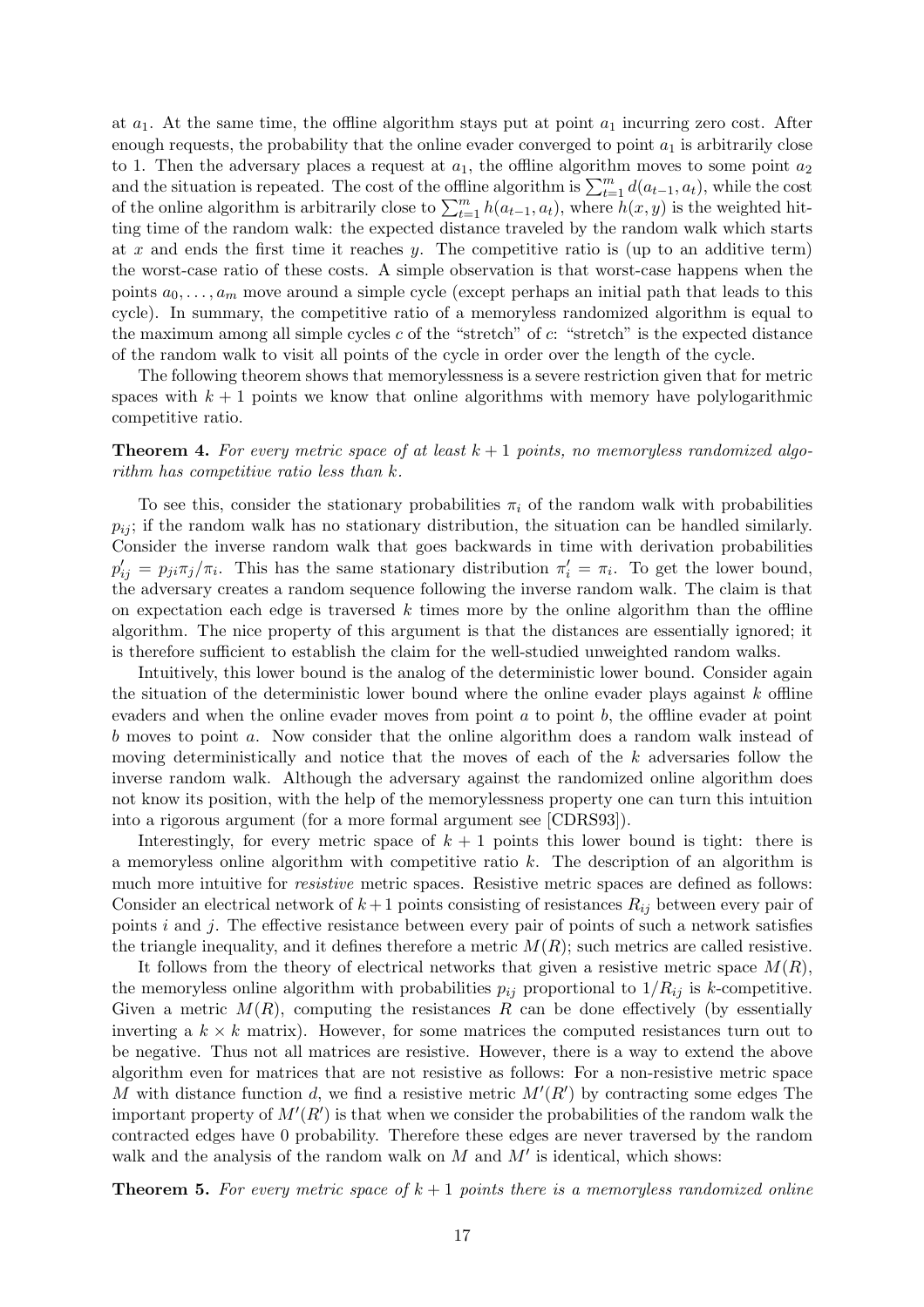at $a_1$. At the same time, the offline algorithm stays put at point $a_1$ incurring zero cost. After enough requests, the probability that the online evader converged to point $a_1$ is arbitrarily close to 1. Then the adversary places a request at $a_1$, the offline algorithm moves to some point $a_2$ and the situation is repeated. The cost of the offline algorithm is $\sum_{t=1}^{m} d(a_{t-1}, a_t)$, while the cost of the online algorithm is arbitrarily close to $\sum_{t=1}^{m} h(a_{t-1}, a_t)$, where $h(x, y)$ is the weighted hitting time of the random walk: the expected distance traveled by the random walk which starts at $x$ and ends the first time it reaches $y$. The competitive ratio is (up to an additive term) the worst-case ratio of these costs. A simple observation is that worst-case happens when the points $a_0, \ldots, a_m$ move around a simple cycle (except perhaps an initial path that leads to this cycle). In summary, the competitive ratio of a memoryless randomized algorithm is equal to the maximum among all simple cycles $c$ of the "stretch" of $c$: "stretch" is the expected distance of the random walk to visit all points of the cycle in order over the length of the cycle.

The following theorem shows that memorylessness is a severe restriction given that for metric spaces with $k + 1$ points we know that online algorithms with memory have polylogarithmic competitive ratio.

**Theorem 4.** *For every metric space of at least $k + 1$ points, no memoryless randomized algorithm has competitive ratio less than $k$.*

To see this, consider the stationary probabilities $\pi_i$ of the random walk with probabilities $p_{ij}$; if the random walk has no stationary distribution, the situation can be handled similarly. Consider the inverse random walk that goes backwards in time with derivation probabilities $p'_{ij} = p_{ji}\pi_j/\pi_i$. This has the same stationary distribution $\pi'_i = \pi_i$. To get the lower bound, the adversary creates a random sequence following the inverse random walk. The claim is that on expectation each edge is traversed $k$ times more by the online algorithm than the offline algorithm. The nice property of this argument is that the distances are essentially ignored; it is therefore sufficient to establish the claim for the well-studied unweighted random walks.

Intuitively, this lower bound is the analog of the deterministic lower bound. Consider again the situation of the deterministic lower bound where the online evader plays against $k$ offline evaders and when the online evader moves from point $a$ to point $b$, the offline evader at point $b$ moves to point $a$. Now consider that the online algorithm does a random walk instead of moving deterministically and notice that the moves of each of the $k$ adversaries follow the inverse random walk. Although the adversary against the randomized online algorithm does not know its position, with the help of the memorylessness property one can turn this intuition into a rigorous argument (for a more formal argument see [CDRS93]).

Interestingly, for every metric space of $k + 1$ points this lower bound is tight: there is a memoryless online algorithm with competitive ratio $k$. The description of an algorithm is much more intuitive for *resistive* metric spaces. Resistive metric spaces are defined as follows: Consider an electrical network of $k+1$ points consisting of resistances $R_{ij}$ between every pair of points $i$ and $j$. The effective resistance between every pair of points of such a network satisfies the triangle inequality, and it defines therefore a metric $M(R)$; such metrics are called resistive.

It follows from the theory of electrical networks that given a resistive metric space $M(R)$, the memoryless online algorithm with probabilities $p_{ij}$ proportional to $1/R_{ij}$ is $k$-competitive. Given a metric $M(R)$, computing the resistances $R$ can be done effectively (by essentially inverting a $k \times k$ matrix). However, for some matrices the computed resistances turn out to be negative. Thus not all matrices are resistive. However, there is a way to extend the above algorithm even for matrices that are not resistive as follows: For a non-resistive metric space $M$ with distance function $d$, we find a resistive metric $M'(R')$ by contracting some edges The important property of $M'(R')$ is that when we consider the probabilities of the random walk the contracted edges have 0 probability. Therefore these edges are never traversed by the random walk and the analysis of the random walk on $M$ and $M'$ is identical, which shows:

**Theorem 5.** *For every metric space of $k + 1$ points there is a memoryless randomized online*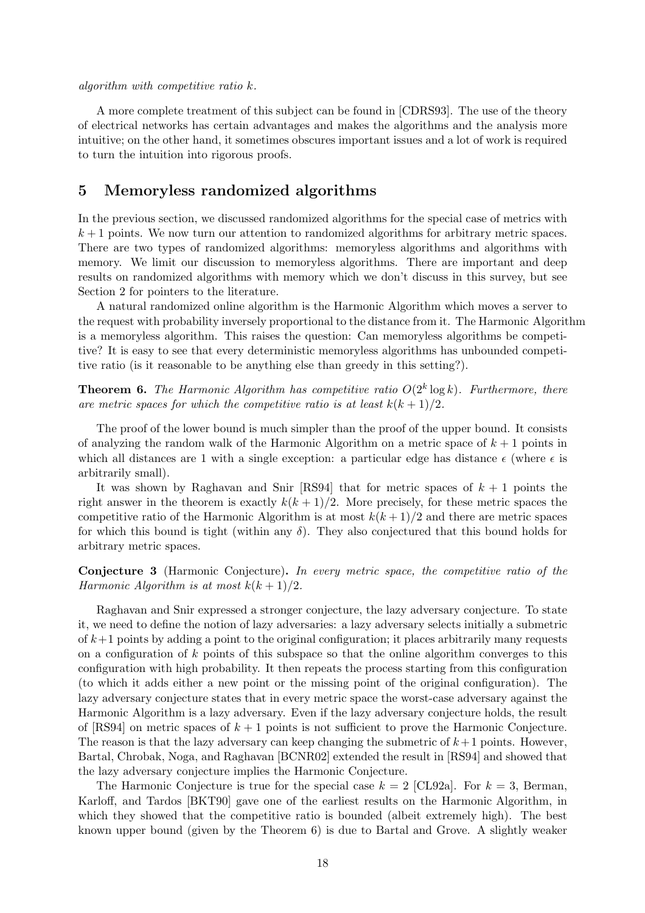*algorithm with competitive ratio k.*

A more complete treatment of this subject can be found in [CDRS93]. The use of the theory of electrical networks has certain advantages and makes the algorithms and the analysis more intuitive; on the other hand, it sometimes obscures important issues and a lot of work is required to turn the intuition into rigorous proofs.

## 5 Memoryless randomized algorithms

In the previous section, we discussed randomized algorithms for the special case of metrics with $k+1$ points. We now turn our attention to randomized algorithms for arbitrary metric spaces. There are two types of randomized algorithms: memoryless algorithms and algorithms with memory. We limit our discussion to memoryless algorithms. There are important and deep results on randomized algorithms with memory which we don't discuss in this survey, but see Section 2 for pointers to the literature.

A natural randomized online algorithm is the Harmonic Algorithm which moves a server to the request with probability inversely proportional to the distance from it. The Harmonic Algorithm is a memoryless algorithm. This raises the question: Can memoryless algorithms be competitive? It is easy to see that every deterministic memoryless algorithms has unbounded competitive ratio (is it reasonable to be anything else than greedy in this setting?).

**Theorem 6.** *The Harmonic Algorithm has competitive ratio $O(2^k \log k)$. Furthermore, there are metric spaces for which the competitive ratio is at least $k(k+1)/2$.*

The proof of the lower bound is much simpler than the proof of the upper bound. It consists of analyzing the random walk of the Harmonic Algorithm on a metric space of $k+1$ points in which all distances are 1 with a single exception: a particular edge has distance $\epsilon$ (where $\epsilon$ is arbitrarily small).

It was shown by Raghavan and Snir [RS94] that for metric spaces of $k+1$ points the right answer in the theorem is exactly $k(k+1)/2$. More precisely, for these metric spaces the competitive ratio of the Harmonic Algorithm is at most $k(k+1)/2$ and there are metric spaces for which this bound is tight (within any $\delta$). They also conjectured that this bound holds for arbitrary metric spaces.

**Conjecture 3** (Harmonic Conjecture)**.** *In every metric space, the competitive ratio of the Harmonic Algorithm is at most $k(k+1)/2$.*

Raghavan and Snir expressed a stronger conjecture, the lazy adversary conjecture. To state it, we need to define the notion of lazy adversaries: a lazy adversary selects initially a submetric of $k+1$ points by adding a point to the original configuration; it places arbitrarily many requests on a configuration of $k$ points of this subspace so that the online algorithm converges to this configuration with high probability. It then repeats the process starting from this configuration (to which it adds either a new point or the missing point of the original configuration). The lazy adversary conjecture states that in every metric space the worst-case adversary against the Harmonic Algorithm is a lazy adversary. Even if the lazy adversary conjecture holds, the result of [RS94] on metric spaces of $k+1$ points is not sufficient to prove the Harmonic Conjecture. The reason is that the lazy adversary can keep changing the submetric of $k+1$ points. However, Bartal, Chrobak, Noga, and Raghavan [BCNR02] extended the result in [RS94] and showed that the lazy adversary conjecture implies the Harmonic Conjecture.

The Harmonic Conjecture is true for the special case $k=2$ [CL92a]. For $k=3$, Berman, Karloff, and Tardos [BKT90] gave one of the earliest results on the Harmonic Algorithm, in which they showed that the competitive ratio is bounded (albeit extremely high). The best known upper bound (given by the Theorem 6) is due to Bartal and Grove. A slightly weaker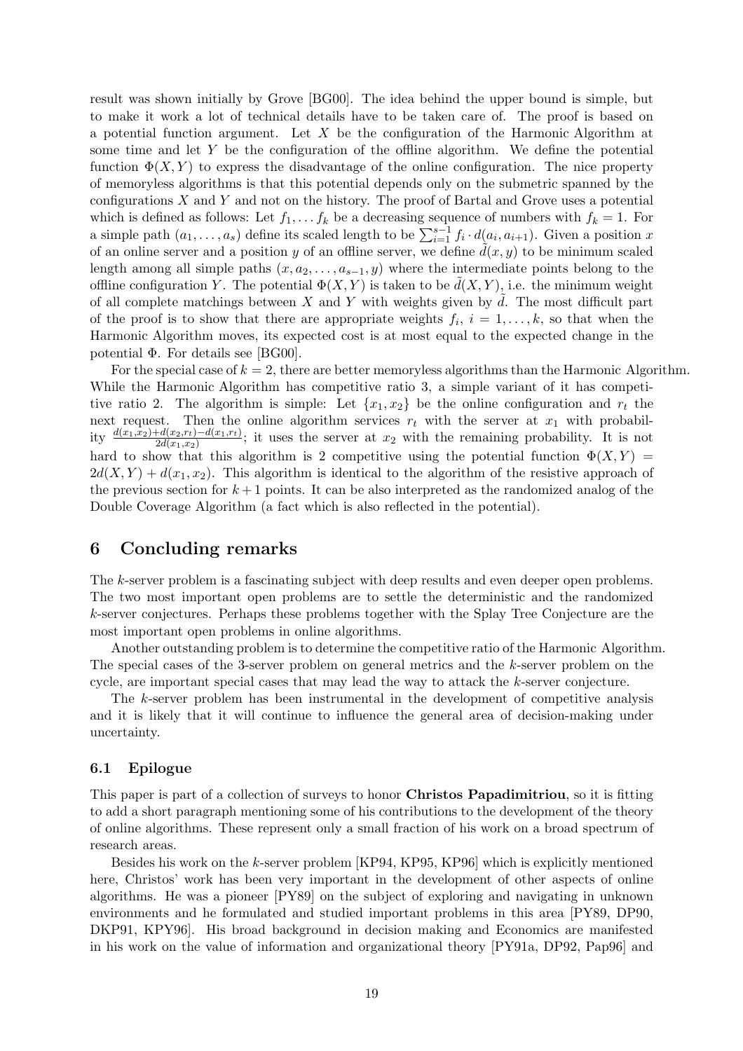result was shown initially by Grove [BG00]. The idea behind the upper bound is simple, but to make it work a lot of technical details have to be taken care of. The proof is based on a potential function argument. Let $X$ be the configuration of the Harmonic Algorithm at some time and let $Y$ be the configuration of the offline algorithm. We define the potential function $\Phi(X, Y)$ to express the disadvantage of the online configuration. The nice property of memoryless algorithms is that this potential depends only on the submetric spanned by the configurations $X$ and $Y$ and not on the history. The proof of Bartal and Grove uses a potential which is defined as follows: Let $f_1, \ldots f_k$ be a decreasing sequence of numbers with $f_k = 1$. For a simple path $(a_1, \ldots, a_s)$ define its scaled length to be $\sum_{i=1}^{s-1} f_i \cdot d(a_i, a_{i+1})$. Given a position $x$ of an online server and a position $y$ of an offline server, we define $\tilde{d}(x, y)$ to be minimum scaled length among all simple paths $(x, a_2, \ldots, a_{s-1}, y)$ where the intermediate points belong to the offline configuration $Y$. The potential $\Phi(X, Y)$ is taken to be $\tilde{d}(X, Y)$, i.e. the minimum weight of all complete matchings between $X$ and $Y$ with weights given by $\tilde{d}$. The most difficult part of the proof is to show that there are appropriate weights $f_i$, $i = 1, \ldots, k$, so that when the Harmonic Algorithm moves, its expected cost is at most equal to the expected change in the potential $\Phi$. For details see [BG00].

For the special case of $k = 2$, there are better memoryless algorithms than the Harmonic Algorithm. While the Harmonic Algorithm has competitive ratio 3, a simple variant of it has competitive ratio 2. The algorithm is simple: Let $\{x_1, x_2\}$ be the online configuration and $r_t$ the next request. Then the online algorithm services $r_t$ with the server at $x_1$ with probability $\frac{d(x_1,x_2)+d(x_2,r_t)-d(x_1,r_t)}{2d(x_1,x_2)}$; it uses the server at $x_2$ with the remaining probability. It is not hard to show that this algorithm is 2 competitive using the potential function $\Phi(X, Y) = 2d(X, Y) + d(x_1, x_2)$. This algorithm is identical to the algorithm of the resistive approach of the previous section for $k+1$ points. It can be also interpreted as the randomized analog of the Double Coverage Algorithm (a fact which is also reflected in the potential).

## 6 Concluding remarks

The $k$-server problem is a fascinating subject with deep results and even deeper open problems. The two most important open problems are to settle the deterministic and the randomized $k$-server conjectures. Perhaps these problems together with the Splay Tree Conjecture are the most important open problems in online algorithms.

Another outstanding problem is to determine the competitive ratio of the Harmonic Algorithm. The special cases of the 3-server problem on general metrics and the $k$-server problem on the cycle, are important special cases that may lead the way to attack the $k$-server conjecture.

The $k$-server problem has been instrumental in the development of competitive analysis and it is likely that it will continue to influence the general area of decision-making under uncertainty.

### 6.1 Epilogue

This paper is part of a collection of surveys to honor **Christos Papadimitriou**, so it is fitting to add a short paragraph mentioning some of his contributions to the development of the theory of online algorithms. These represent only a small fraction of his work on a broad spectrum of research areas.

Besides his work on the $k$-server problem [KP94, KP95, KP96] which is explicitly mentioned here, Christos' work has been very important in the development of other aspects of online algorithms. He was a pioneer [PY89] on the subject of exploring and navigating in unknown environments and he formulated and studied important problems in this area [PY89, DP90, DKP91, KPY96]. His broad background in decision making and Economics are manifested in his work on the value of information and organizational theory [PY91a, DP92, Pap96] and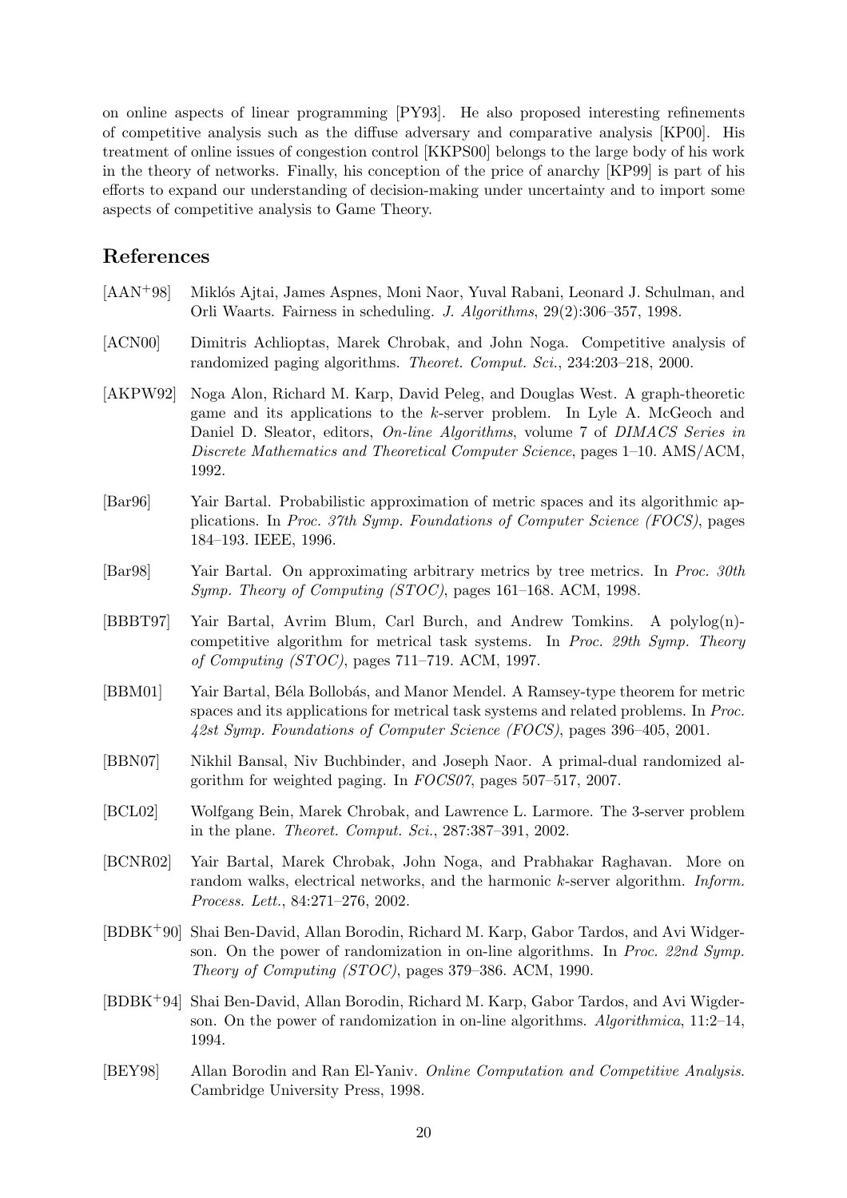on online aspects of linear programming [PY93]. He also proposed interesting refinements of competitive analysis such as the diffuse adversary and comparative analysis [KP00]. His treatment of online issues of congestion control [KKPS00] belongs to the large body of his work in the theory of networks. Finally, his conception of the price of anarchy [KP99] is part of his efforts to expand our understanding of decision-making under uncertainty and to import some aspects of competitive analysis to Game Theory.

## References

[AAN+98] Miklós Ajtai, James Aspnes, Moni Naor, Yuval Rabani, Leonard J. Schulman, and Orli Waarts. Fairness in scheduling. *J. Algorithms*, 29(2):306–357, 1998.

[ACN00] Dimitris Achlioptas, Marek Chrobak, and John Noga. Competitive analysis of randomized paging algorithms. *Theoret. Comput. Sci.*, 234:203–218, 2000.

[AKPW92] Noga Alon, Richard M. Karp, David Peleg, and Douglas West. A graph-theoretic game and its applications to the $k$-server problem. In Lyle A. McGeoch and Daniel D. Sleator, editors, *On-line Algorithms*, volume 7 of *DIMACS Series in Discrete Mathematics and Theoretical Computer Science*, pages 1–10. AMS/ACM, 1992.

[Bar96] Yair Bartal. Probabilistic approximation of metric spaces and its algorithmic applications. In *Proc. 37th Symp. Foundations of Computer Science (FOCS)*, pages 184–193. IEEE, 1996.

[Bar98] Yair Bartal. On approximating arbitrary metrics by tree metrics. In *Proc. 30th Symp. Theory of Computing (STOC)*, pages 161–168. ACM, 1998.

[BBBT97] Yair Bartal, Avrim Blum, Carl Burch, and Andrew Tomkins. A polylog(n)-competitive algorithm for metrical task systems. In *Proc. 29th Symp. Theory of Computing (STOC)*, pages 711–719. ACM, 1997.

[BBM01] Yair Bartal, Béla Bollobás, and Manor Mendel. A Ramsey-type theorem for metric spaces and its applications for metrical task systems and related problems. In *Proc. 42st Symp. Foundations of Computer Science (FOCS)*, pages 396–405, 2001.

[BBN07] Nikhil Bansal, Niv Buchbinder, and Joseph Naor. A primal-dual randomized algorithm for weighted paging. In *FOCS07*, pages 507–517, 2007.

[BCL02] Wolfgang Bein, Marek Chrobak, and Lawrence L. Larmore. The 3-server problem in the plane. *Theoret. Comput. Sci.*, 287:387–391, 2002.

[BCNR02] Yair Bartal, Marek Chrobak, John Noga, and Prabhakar Raghavan. More on random walks, electrical networks, and the harmonic $k$-server algorithm. *Inform. Process. Lett.*, 84:271–276, 2002.

[BDBK+90] Shai Ben-David, Allan Borodin, Richard M. Karp, Gabor Tardos, and Avi Widgerson. On the power of randomization in on-line algorithms. In *Proc. 22nd Symp. Theory of Computing (STOC)*, pages 379–386. ACM, 1990.

[BDBK+94] Shai Ben-David, Allan Borodin, Richard M. Karp, Gabor Tardos, and Avi Wigderson. On the power of randomization in on-line algorithms. *Algorithmica*, 11:2–14, 1994.

[BEY98] Allan Borodin and Ran El-Yaniv. *Online Computation and Competitive Analysis*. Cambridge University Press, 1998.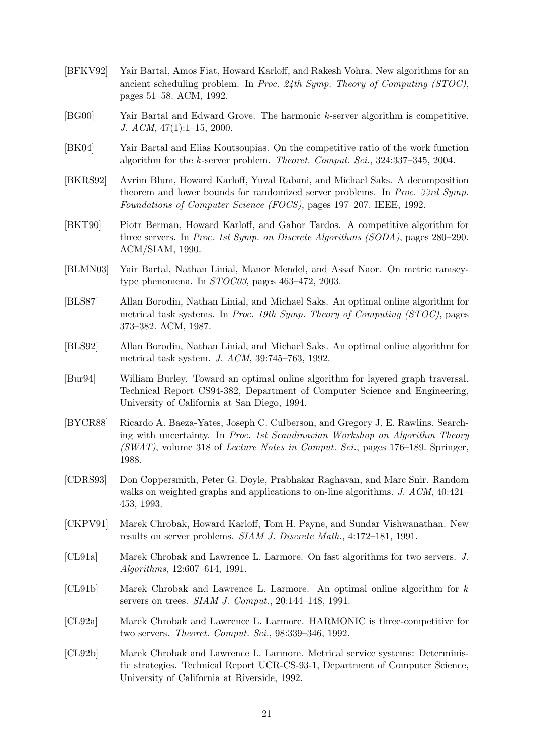[BFKV92] Yair Bartal, Amos Fiat, Howard Karloff, and Rakesh Vohra. New algorithms for an ancient scheduling problem. In *Proc. 24th Symp. Theory of Computing (STOC)*, pages 51–58. ACM, 1992.

[BG00] Yair Bartal and Edward Grove. The harmonic $k$-server algorithm is competitive. *J. ACM*, 47(1):1–15, 2000.

[BK04] Yair Bartal and Elias Koutsoupias. On the competitive ratio of the work function algorithm for the $k$-server problem. *Theoret. Comput. Sci.*, 324:337–345, 2004.

[BKRS92] Avrim Blum, Howard Karloff, Yuval Rabani, and Michael Saks. A decomposition theorem and lower bounds for randomized server problems. In *Proc. 33rd Symp. Foundations of Computer Science (FOCS)*, pages 197–207. IEEE, 1992.

[BKT90] Piotr Berman, Howard Karloff, and Gabor Tardos. A competitive algorithm for three servers. In *Proc. 1st Symp. on Discrete Algorithms (SODA)*, pages 280–290. ACM/SIAM, 1990.

[BLMN03] Yair Bartal, Nathan Linial, Manor Mendel, and Assaf Naor. On metric ramsey-type phenomena. In *STOC03*, pages 463–472, 2003.

[BLS87] Allan Borodin, Nathan Linial, and Michael Saks. An optimal online algorithm for metrical task systems. In *Proc. 19th Symp. Theory of Computing (STOC)*, pages 373–382. ACM, 1987.

[BLS92] Allan Borodin, Nathan Linial, and Michael Saks. An optimal online algorithm for metrical task system. *J. ACM*, 39:745–763, 1992.

[Bur94] William Burley. Toward an optimal online algorithm for layered graph traversal. Technical Report CS94-382, Department of Computer Science and Engineering, University of California at San Diego, 1994.

[BYCR88] Ricardo A. Baeza-Yates, Joseph C. Culberson, and Gregory J. E. Rawlins. Searching with uncertainty. In *Proc. 1st Scandinavian Workshop on Algorithm Theory (SWAT)*, volume 318 of *Lecture Notes in Comput. Sci.*, pages 176–189. Springer, 1988.

[CDRS93] Don Coppersmith, Peter G. Doyle, Prabhakar Raghavan, and Marc Snir. Random walks on weighted graphs and applications to on-line algorithms. *J. ACM*, 40:421–453, 1993.

[CKPV91] Marek Chrobak, Howard Karloff, Tom H. Payne, and Sundar Vishwanathan. New results on server problems. *SIAM J. Discrete Math.*, 4:172–181, 1991.

[CL91a] Marek Chrobak and Lawrence L. Larmore. On fast algorithms for two servers. *J. Algorithms*, 12:607–614, 1991.

[CL91b] Marek Chrobak and Lawrence L. Larmore. An optimal online algorithm for $k$ servers on trees. *SIAM J. Comput.*, 20:144–148, 1991.

[CL92a] Marek Chrobak and Lawrence L. Larmore. HARMONIC is three-competitive for two servers. *Theoret. Comput. Sci.*, 98:339–346, 1992.

[CL92b] Marek Chrobak and Lawrence L. Larmore. Metrical service systems: Deterministic strategies. Technical Report UCR-CS-93-1, Department of Computer Science, University of California at Riverside, 1992.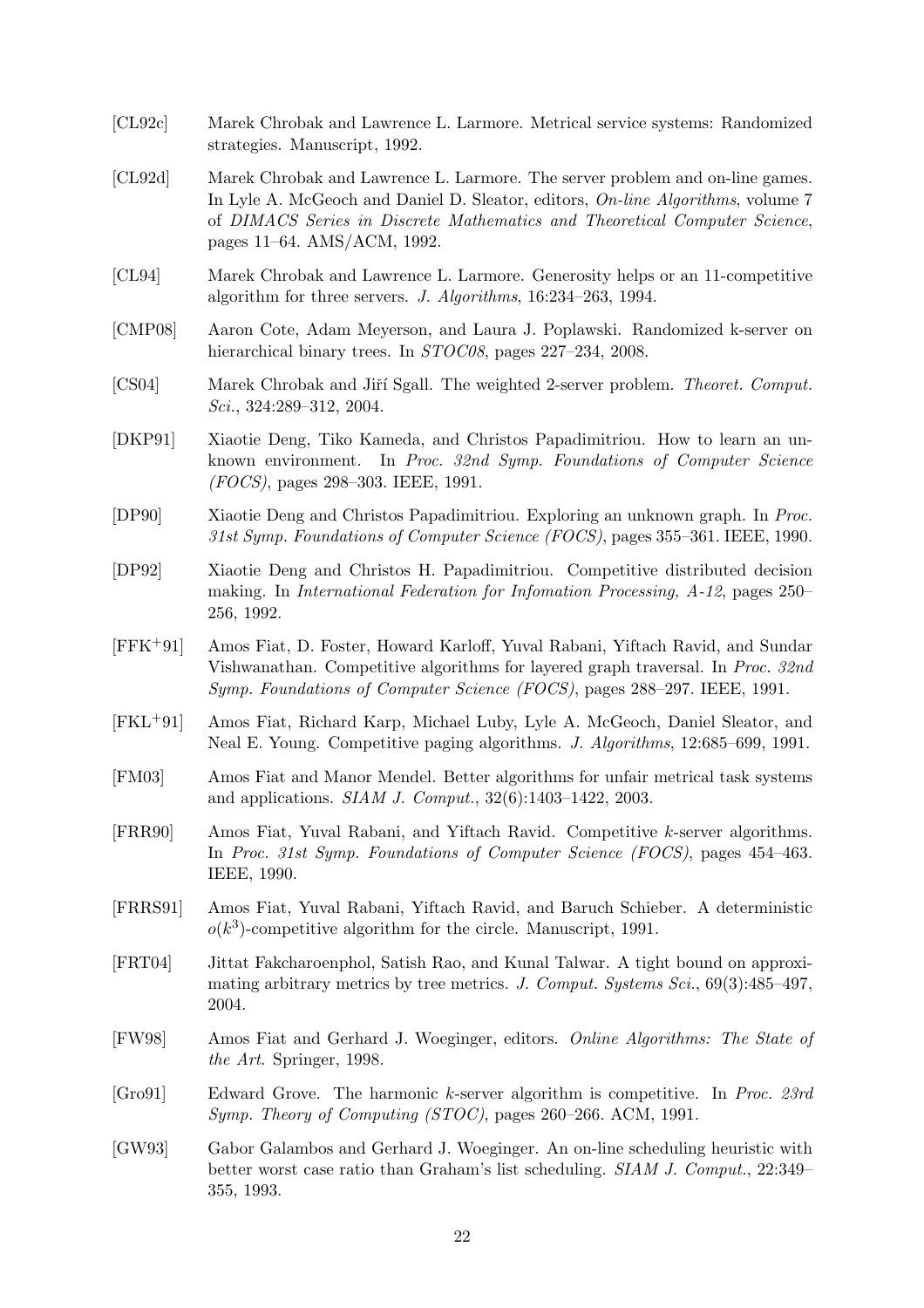[CL92c] Marek Chrobak and Lawrence L. Larmore. Metrical service systems: Randomized strategies. Manuscript, 1992.

[CL92d] Marek Chrobak and Lawrence L. Larmore. The server problem and on-line games. In Lyle A. McGeoch and Daniel D. Sleator, editors, *On-line Algorithms*, volume 7 of *DIMACS Series in Discrete Mathematics and Theoretical Computer Science*, pages 11–64. AMS/ACM, 1992.

[CL94] Marek Chrobak and Lawrence L. Larmore. Generosity helps or an 11-competitive algorithm for three servers. *J. Algorithms*, 16:234–263, 1994.

[CMP08] Aaron Cote, Adam Meyerson, and Laura J. Poplawski. Randomized k-server on hierarchical binary trees. In *STOC08*, pages 227–234, 2008.

[CS04] Marek Chrobak and Jiří Sgall. The weighted 2-server problem. *Theoret. Comput. Sci.*, 324:289–312, 2004.

[DKP91] Xiaotie Deng, Tiko Kameda, and Christos Papadimitriou. How to learn an unknown environment. In *Proc. 32nd Symp. Foundations of Computer Science (FOCS)*, pages 298–303. IEEE, 1991.

[DP90] Xiaotie Deng and Christos Papadimitriou. Exploring an unknown graph. In *Proc. 31st Symp. Foundations of Computer Science (FOCS)*, pages 355–361. IEEE, 1990.

[DP92] Xiaotie Deng and Christos H. Papadimitriou. Competitive distributed decision making. In *International Federation for Infomation Processing, A-12*, pages 250–256, 1992.

[FFK+91] Amos Fiat, D. Foster, Howard Karloff, Yuval Rabani, Yiftach Ravid, and Sundar Vishwanathan. Competitive algorithms for layered graph traversal. In *Proc. 32nd Symp. Foundations of Computer Science (FOCS)*, pages 288–297. IEEE, 1991.

[FKL+91] Amos Fiat, Richard Karp, Michael Luby, Lyle A. McGeoch, Daniel Sleator, and Neal E. Young. Competitive paging algorithms. *J. Algorithms*, 12:685–699, 1991.

[FM03] Amos Fiat and Manor Mendel. Better algorithms for unfair metrical task systems and applications. *SIAM J. Comput.*, 32(6):1403–1422, 2003.

[FRR90] Amos Fiat, Yuval Rabani, and Yiftach Ravid. Competitive $k$-server algorithms. In *Proc. 31st Symp. Foundations of Computer Science (FOCS)*, pages 454–463. IEEE, 1990.

[FRRS91] Amos Fiat, Yuval Rabani, Yiftach Ravid, and Baruch Schieber. A deterministic $o(k^3)$-competitive algorithm for the circle. Manuscript, 1991.

[FRT04] Jittat Fakcharoenphol, Satish Rao, and Kunal Talwar. A tight bound on approximating arbitrary metrics by tree metrics. *J. Comput. Systems Sci.*, 69(3):485–497, 2004.

[FW98] Amos Fiat and Gerhard J. Woeginger, editors. *Online Algorithms: The State of the Art*. Springer, 1998.

[Gro91] Edward Grove. The harmonic $k$-server algorithm is competitive. In *Proc. 23rd Symp. Theory of Computing (STOC)*, pages 260–266. ACM, 1991.

[GW93] Gabor Galambos and Gerhard J. Woeginger. An on-line scheduling heuristic with better worst case ratio than Graham's list scheduling. *SIAM J. Comput.*, 22:349–355, 1993.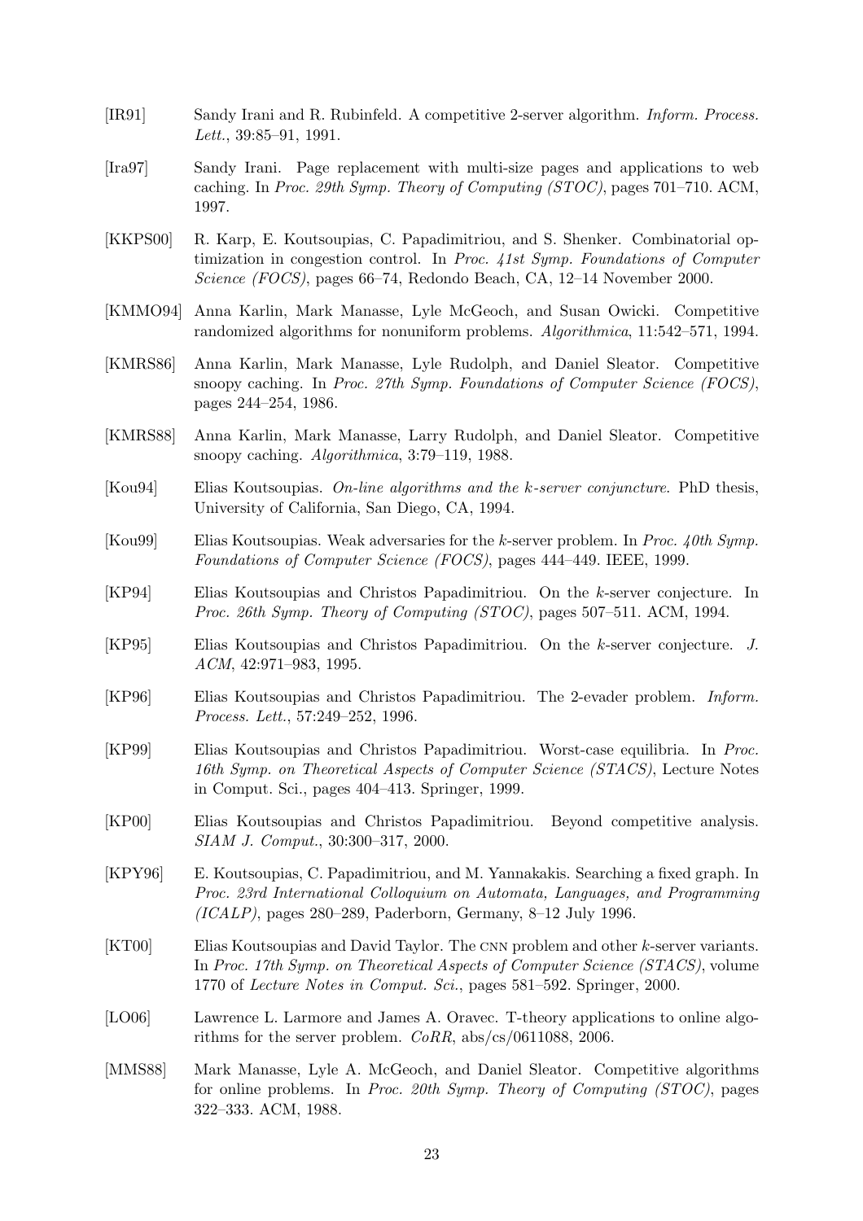[IR91] Sandy Irani and R. Rubinfeld. A competitive 2-server algorithm. *Inform. Process. Lett.*, 39:85–91, 1991.

[Ira97] Sandy Irani. Page replacement with multi-size pages and applications to web caching. In *Proc. 29th Symp. Theory of Computing (STOC)*, pages 701–710. ACM, 1997.

[KKPS00] R. Karp, E. Koutsoupias, C. Papadimitriou, and S. Shenker. Combinatorial optimization in congestion control. In *Proc. 41st Symp. Foundations of Computer Science (FOCS)*, pages 66–74, Redondo Beach, CA, 12–14 November 2000.

[KMMO94] Anna Karlin, Mark Manasse, Lyle McGeoch, and Susan Owicki. Competitive randomized algorithms for nonuniform problems. *Algorithmica*, 11:542–571, 1994.

[KMRS86] Anna Karlin, Mark Manasse, Lyle Rudolph, and Daniel Sleator. Competitive snoopy caching. In *Proc. 27th Symp. Foundations of Computer Science (FOCS)*, pages 244–254, 1986.

[KMRS88] Anna Karlin, Mark Manasse, Larry Rudolph, and Daniel Sleator. Competitive snoopy caching. *Algorithmica*, 3:79–119, 1988.

[Kou94] Elias Koutsoupias. *On-line algorithms and the k-server conjuncture*. PhD thesis, University of California, San Diego, CA, 1994.

[Kou99] Elias Koutsoupias. Weak adversaries for the $k$-server problem. In *Proc. 40th Symp. Foundations of Computer Science (FOCS)*, pages 444–449. IEEE, 1999.

[KP94] Elias Koutsoupias and Christos Papadimitriou. On the $k$-server conjecture. In *Proc. 26th Symp. Theory of Computing (STOC)*, pages 507–511. ACM, 1994.

[KP95] Elias Koutsoupias and Christos Papadimitriou. On the $k$-server conjecture. *J. ACM*, 42:971–983, 1995.

[KP96] Elias Koutsoupias and Christos Papadimitriou. The 2-evader problem. *Inform. Process. Lett.*, 57:249–252, 1996.

[KP99] Elias Koutsoupias and Christos Papadimitriou. Worst-case equilibria. In *Proc. 16th Symp. on Theoretical Aspects of Computer Science (STACS)*, Lecture Notes in Comput. Sci., pages 404–413. Springer, 1999.

[KP00] Elias Koutsoupias and Christos Papadimitriou. Beyond competitive analysis. *SIAM J. Comput.*, 30:300–317, 2000.

[KPY96] E. Koutsoupias, C. Papadimitriou, and M. Yannakakis. Searching a fixed graph. In *Proc. 23rd International Colloquium on Automata, Languages, and Programming (ICALP)*, pages 280–289, Paderborn, Germany, 8–12 July 1996.

[KT00] Elias Koutsoupias and David Taylor. The CNN problem and other $k$-server variants. In *Proc. 17th Symp. on Theoretical Aspects of Computer Science (STACS)*, volume 1770 of *Lecture Notes in Comput. Sci.*, pages 581–592. Springer, 2000.

[LO06] Lawrence L. Larmore and James A. Oravec. T-theory applications to online algorithms for the server problem. *CoRR*, abs/cs/0611088, 2006.

[MMS88] Mark Manasse, Lyle A. McGeoch, and Daniel Sleator. Competitive algorithms for online problems. In *Proc. 20th Symp. Theory of Computing (STOC)*, pages 322–333. ACM, 1988.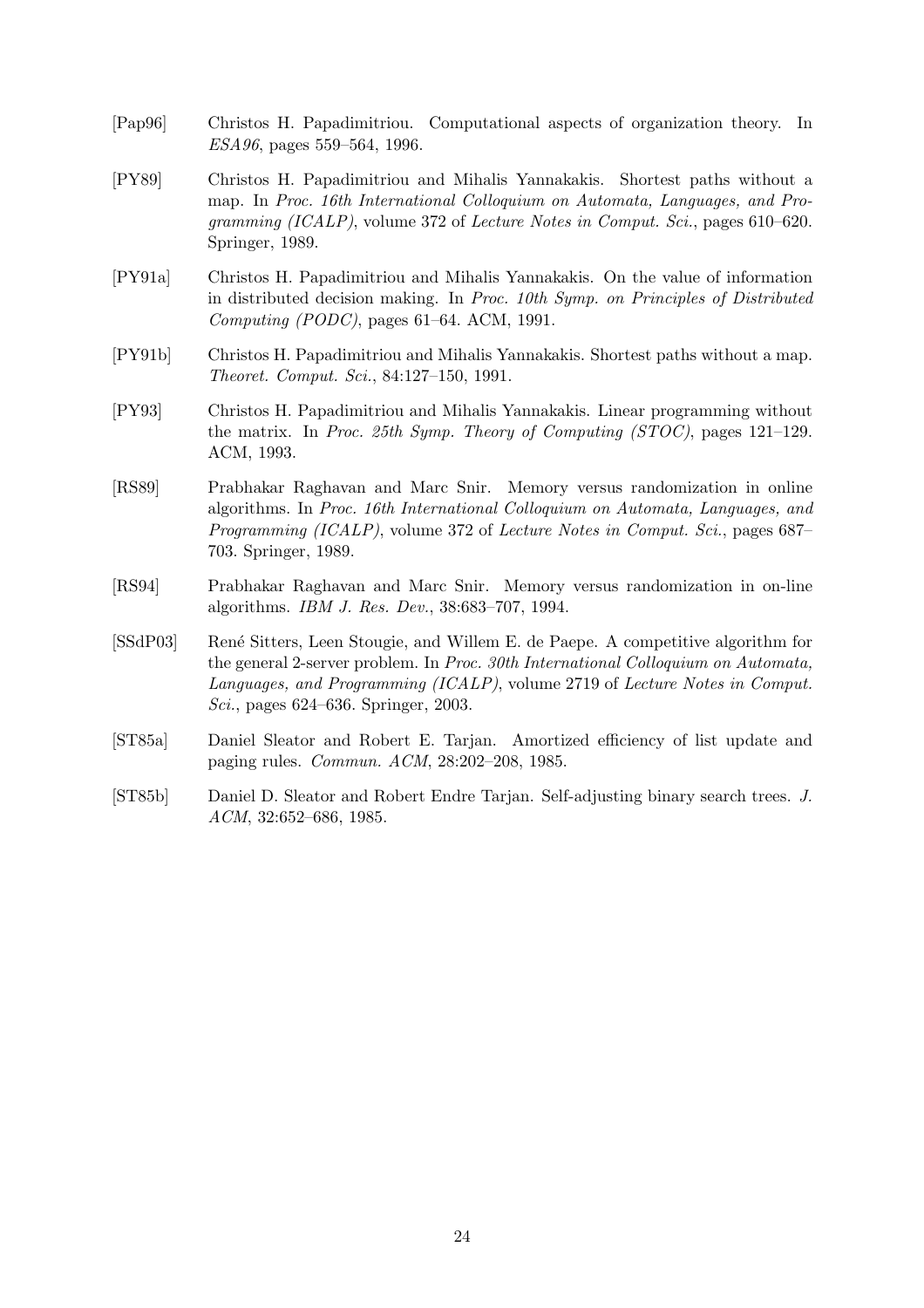[Pap96] Christos H. Papadimitriou. Computational aspects of organization theory. In *ESA96*, pages 559–564, 1996.

[PY89] Christos H. Papadimitriou and Mihalis Yannakakis. Shortest paths without a map. In *Proc. 16th International Colloquium on Automata, Languages, and Programming (ICALP)*, volume 372 of *Lecture Notes in Comput. Sci.*, pages 610–620. Springer, 1989.

[PY91a] Christos H. Papadimitriou and Mihalis Yannakakis. On the value of information in distributed decision making. In *Proc. 10th Symp. on Principles of Distributed Computing (PODC)*, pages 61–64. ACM, 1991.

[PY91b] Christos H. Papadimitriou and Mihalis Yannakakis. Shortest paths without a map. *Theoret. Comput. Sci.*, 84:127–150, 1991.

[PY93] Christos H. Papadimitriou and Mihalis Yannakakis. Linear programming without the matrix. In *Proc. 25th Symp. Theory of Computing (STOC)*, pages 121–129. ACM, 1993.

[RS89] Prabhakar Raghavan and Marc Snir. Memory versus randomization in online algorithms. In *Proc. 16th International Colloquium on Automata, Languages, and Programming (ICALP)*, volume 372 of *Lecture Notes in Comput. Sci.*, pages 687–703. Springer, 1989.

[RS94] Prabhakar Raghavan and Marc Snir. Memory versus randomization in on-line algorithms. *IBM J. Res. Dev.*, 38:683–707, 1994.

[SSdP03] René Sitters, Leen Stougie, and Willem E. de Paepe. A competitive algorithm for the general 2-server problem. In *Proc. 30th International Colloquium on Automata, Languages, and Programming (ICALP)*, volume 2719 of *Lecture Notes in Comput. Sci.*, pages 624–636. Springer, 2003.

[ST85a] Daniel Sleator and Robert E. Tarjan. Amortized efficiency of list update and paging rules. *Commun. ACM*, 28:202–208, 1985.

[ST85b] Daniel D. Sleator and Robert Endre Tarjan. Self-adjusting binary search trees. *J. ACM*, 32:652–686, 1985.